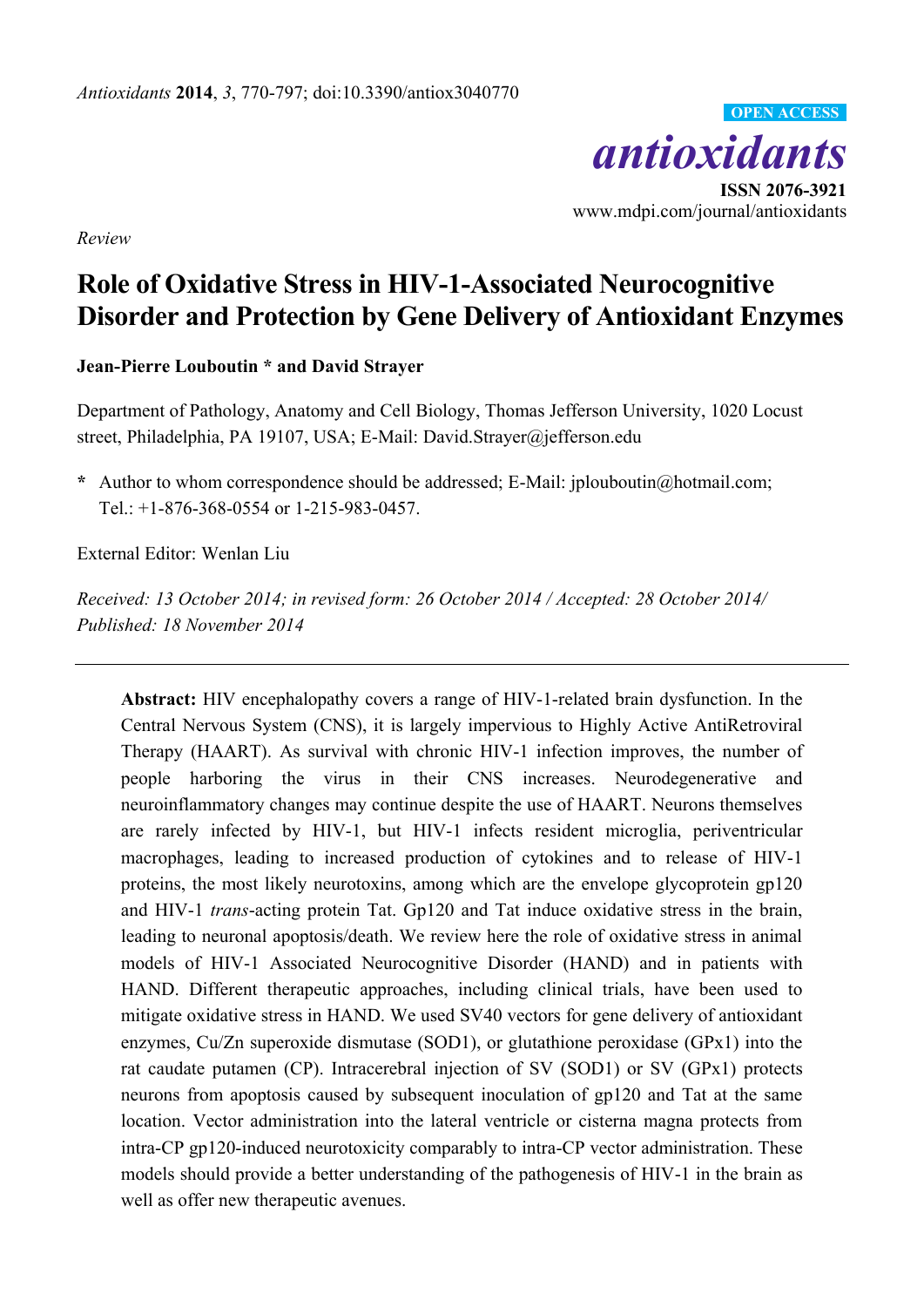*Antioxidants* **2014**, *3*, 770-797; doi:10.3390/antiox3040770

**OPEN ACCESS**

*antioxidants*

**ISSN 2076-3921**

www.mdpi.com/journal/antioxidants

*Review*

# Role of Oxidative Stress in HIV-1-Associated Neurocognitive Disorder and Protection by Gene Delivery of Antioxidant Enzymes

**Jean-Pierre Louboutin * and David Strayer**

Department of Pathology, Anatomy and Cell Biology, Thomas Jefferson University, 1020 Locust street, Philadelphia, PA 19107, USA; E-Mail: David.Strayer@jefferson.edu

**\*** Author to whom correspondence should be addressed; E-Mail: jplouboutin@hotmail.com; Tel.: +1-876-368-0554 or 1-215-983-0457.

External Editor: Wenlan Liu

*Received: 13 October 2014; in revised form: 26 October 2014 / Accepted: 28 October 2014/ Published: 18 November 2014*

---

**Abstract:** HIV encephalopathy covers a range of HIV-1-related brain dysfunction. In the Central Nervous System (CNS), it is largely impervious to Highly Active AntiRetroviral Therapy (HAART). As survival with chronic HIV-1 infection improves, the number of people harboring the virus in their CNS increases. Neurodegenerative and neuroinflammatory changes may continue despite the use of HAART. Neurons themselves are rarely infected by HIV-1, but HIV-1 infects resident microglia, periventricular macrophages, leading to increased production of cytokines and to release of HIV-1 proteins, the most likely neurotoxins, among which are the envelope glycoprotein gp120 and HIV-1 *trans*-acting protein Tat. Gp120 and Tat induce oxidative stress in the brain, leading to neuronal apoptosis/death. We review here the role of oxidative stress in animal models of HIV-1 Associated Neurocognitive Disorder (HAND) and in patients with HAND. Different therapeutic approaches, including clinical trials, have been used to mitigate oxidative stress in HAND. We used SV40 vectors for gene delivery of antioxidant enzymes, Cu/Zn superoxide dismutase (SOD1), or glutathione peroxidase (GPx1) into the rat caudate putamen (CP). Intracerebral injection of SV (SOD1) or SV (GPx1) protects neurons from apoptosis caused by subsequent inoculation of gp120 and Tat at the same location. Vector administration into the lateral ventricle or cisterna magna protects from intra-CP gp120-induced neurotoxicity comparably to intra-CP vector administration. These models should provide a better understanding of the pathogenesis of HIV-1 in the brain as well as offer new therapeutic avenues.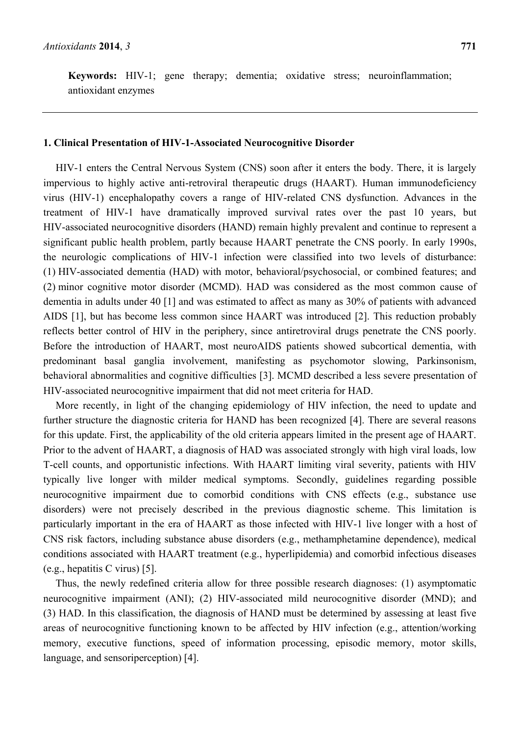**Keywords:** HIV-1; gene therapy; dementia; oxidative stress; neuroinflammation; antioxidant enzymes

## 1. Clinical Presentation of HIV-1-Associated Neurocognitive Disorder

HIV-1 enters the Central Nervous System (CNS) soon after it enters the body. There, it is largely impervious to highly active anti-retroviral therapeutic drugs (HAART). Human immunodeficiency virus (HIV-1) encephalopathy covers a range of HIV-related CNS dysfunction. Advances in the treatment of HIV-1 have dramatically improved survival rates over the past 10 years, but HIV-associated neurocognitive disorders (HAND) remain highly prevalent and continue to represent a significant public health problem, partly because HAART penetrate the CNS poorly. In early 1990s, the neurologic complications of HIV-1 infection were classified into two levels of disturbance: (1) HIV-associated dementia (HAD) with motor, behavioral/psychosocial, or combined features; and (2) minor cognitive motor disorder (MCMD). HAD was considered as the most common cause of dementia in adults under 40 [1] and was estimated to affect as many as 30% of patients with advanced AIDS [1], but has become less common since HAART was introduced [2]. This reduction probably reflects better control of HIV in the periphery, since antiretroviral drugs penetrate the CNS poorly. Before the introduction of HAART, most neuroAIDS patients showed subcortical dementia, with predominant basal ganglia involvement, manifesting as psychomotor slowing, Parkinsonism, behavioral abnormalities and cognitive difficulties [3]. MCMD described a less severe presentation of HIV-associated neurocognitive impairment that did not meet criteria for HAD.

More recently, in light of the changing epidemiology of HIV infection, the need to update and further structure the diagnostic criteria for HAND has been recognized [4]. There are several reasons for this update. First, the applicability of the old criteria appears limited in the present age of HAART. Prior to the advent of HAART, a diagnosis of HAD was associated strongly with high viral loads, low T-cell counts, and opportunistic infections. With HAART limiting viral severity, patients with HIV typically live longer with milder medical symptoms. Secondly, guidelines regarding possible neurocognitive impairment due to comorbid conditions with CNS effects (e.g., substance use disorders) were not precisely described in the previous diagnostic scheme. This limitation is particularly important in the era of HAART as those infected with HIV-1 live longer with a host of CNS risk factors, including substance abuse disorders (e.g., methamphetamine dependence), medical conditions associated with HAART treatment (e.g., hyperlipidemia) and comorbid infectious diseases (e.g., hepatitis C virus) [5].

Thus, the newly redefined criteria allow for three possible research diagnoses: (1) asymptomatic neurocognitive impairment (ANI); (2) HIV-associated mild neurocognitive disorder (MND); and (3) HAD. In this classification, the diagnosis of HAND must be determined by assessing at least five areas of neurocognitive functioning known to be affected by HIV infection (e.g., attention/working memory, executive functions, speed of information processing, episodic memory, motor skills, language, and sensoriperception) [4].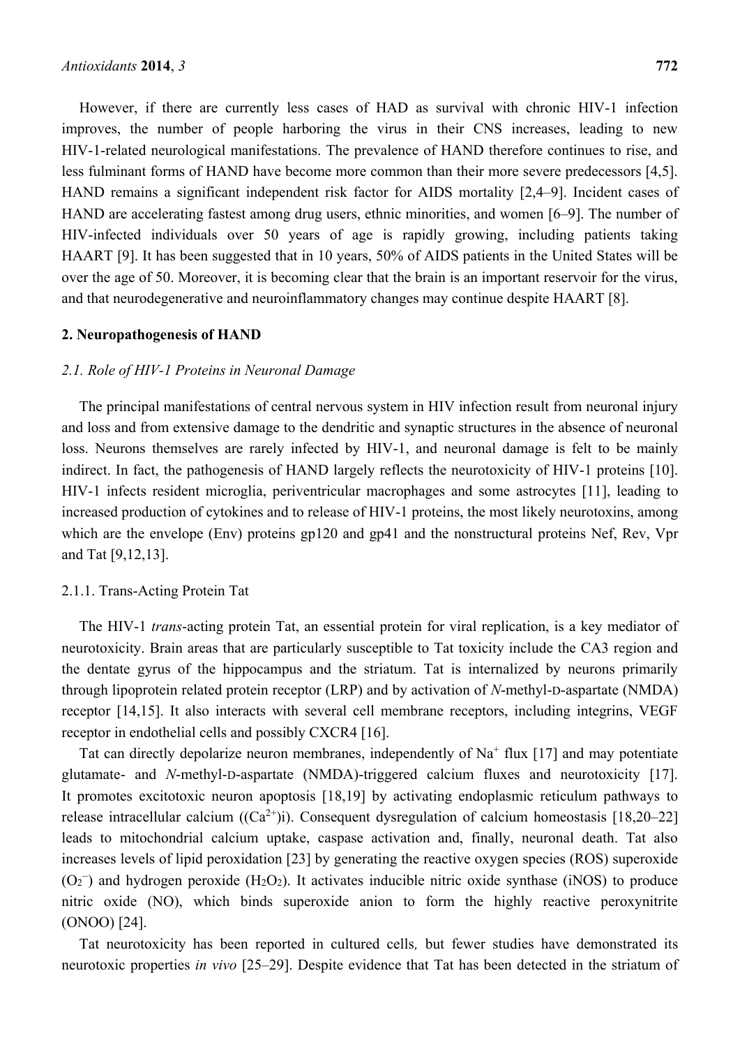However, if there are currently less cases of HAD as survival with chronic HIV-1 infection improves, the number of people harboring the virus in their CNS increases, leading to new HIV-1-related neurological manifestations. The prevalence of HAND therefore continues to rise, and less fulminant forms of HAND have become more common than their more severe predecessors [4,5]. HAND remains a significant independent risk factor for AIDS mortality [2,4–9]. Incident cases of HAND are accelerating fastest among drug users, ethnic minorities, and women [6–9]. The number of HIV-infected individuals over 50 years of age is rapidly growing, including patients taking HAART [9]. It has been suggested that in 10 years, 50% of AIDS patients in the United States will be over the age of 50. Moreover, it is becoming clear that the brain is an important reservoir for the virus, and that neurodegenerative and neuroinflammatory changes may continue despite HAART [8].

## 2. Neuropathogenesis of HAND

### *2.1. Role of HIV-1 Proteins in Neuronal Damage*

The principal manifestations of central nervous system in HIV infection result from neuronal injury and loss and from extensive damage to the dendritic and synaptic structures in the absence of neuronal loss. Neurons themselves are rarely infected by HIV-1, and neuronal damage is felt to be mainly indirect. In fact, the pathogenesis of HAND largely reflects the neurotoxicity of HIV-1 proteins [10]. HIV-1 infects resident microglia, periventricular macrophages and some astrocytes [11], leading to increased production of cytokines and to release of HIV-1 proteins, the most likely neurotoxins, among which are the envelope (Env) proteins gp120 and gp41 and the nonstructural proteins Nef, Rev, Vpr and Tat [9,12,13].

#### 2.1.1. Trans-Acting Protein Tat

The HIV-1 *trans*-acting protein Tat, an essential protein for viral replication, is a key mediator of neurotoxicity. Brain areas that are particularly susceptible to Tat toxicity include the CA3 region and the dentate gyrus of the hippocampus and the striatum. Tat is internalized by neurons primarily through lipoprotein related protein receptor (LRP) and by activation of *N*-methyl-D-aspartate (NMDA) receptor [14,15]. It also interacts with several cell membrane receptors, including integrins, VEGF receptor in endothelial cells and possibly CXCR4 [16].

Tat can directly depolarize neuron membranes, independently of $Na^+$ flux [17] and may potentiate glutamate- and *N*-methyl-D-aspartate (NMDA)-triggered calcium fluxes and neurotoxicity [17]. It promotes excitotoxic neuron apoptosis [18,19] by activating endoplasmic reticulum pathways to release intracellular calcium (($Ca^{2+}$)i). Consequent dysregulation of calcium homeostasis [18,20–22] leads to mitochondrial calcium uptake, caspase activation and, finally, neuronal death. Tat also increases levels of lipid peroxidation [23] by generating the reactive oxygen species (ROS) superoxide ($O_2^-$) and hydrogen peroxide ($H_2O_2$). It activates inducible nitric oxide synthase (iNOS) to produce nitric oxide (NO), which binds superoxide anion to form the highly reactive peroxynitrite (ONOO) [24].

Tat neurotoxicity has been reported in cultured cells, but fewer studies have demonstrated its neurotoxic properties *in vivo* [25–29]. Despite evidence that Tat has been detected in the striatum of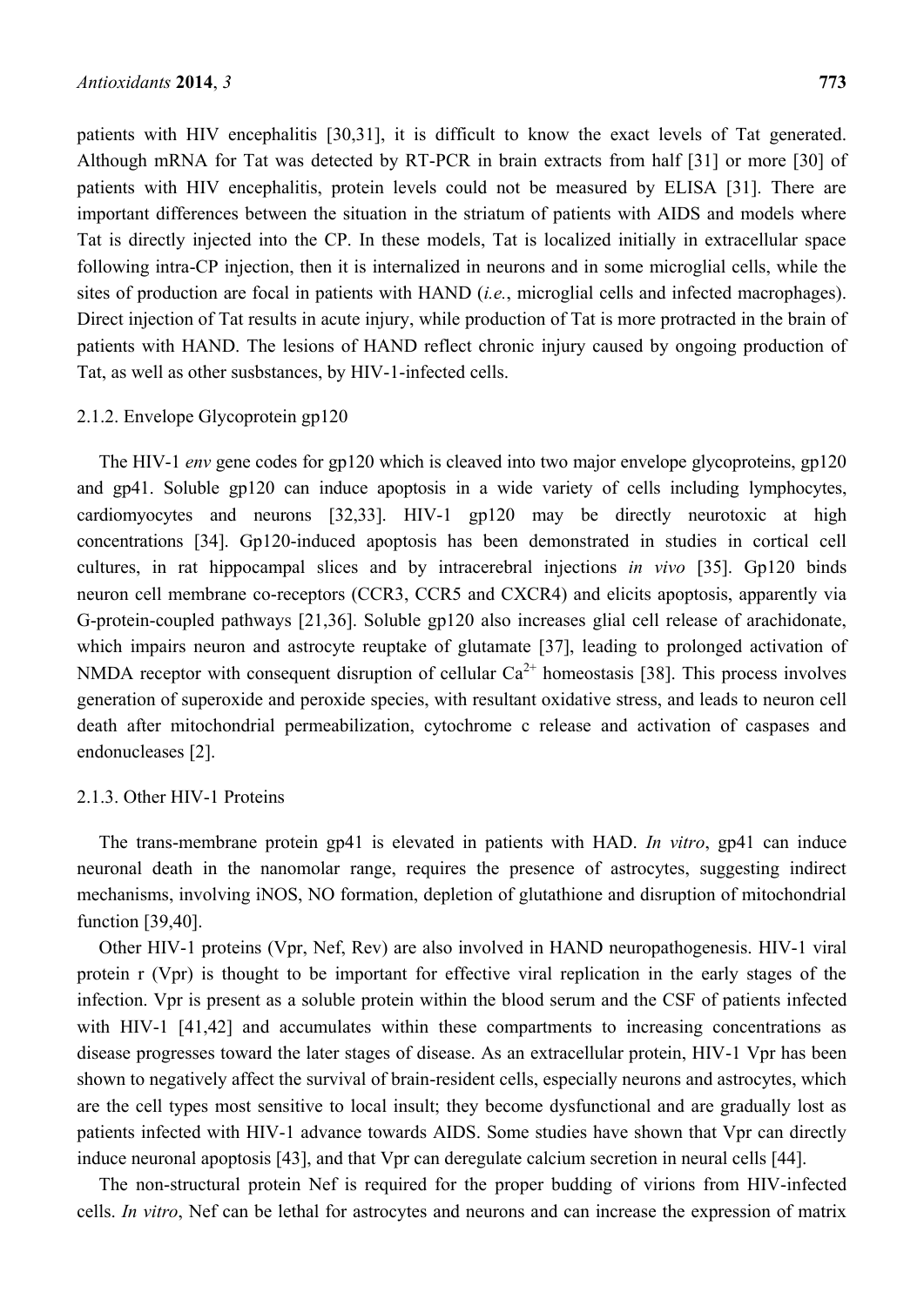patients with HIV encephalitis [30,31], it is difficult to know the exact levels of Tat generated. Although mRNA for Tat was detected by RT-PCR in brain extracts from half [31] or more [30] of patients with HIV encephalitis, protein levels could not be measured by ELISA [31]. There are important differences between the situation in the striatum of patients with AIDS and models where Tat is directly injected into the CP. In these models, Tat is localized initially in extracellular space following intra-CP injection, then it is internalized in neurons and in some microglial cells, while the sites of production are focal in patients with HAND (*i.e.*, microglial cells and infected macrophages). Direct injection of Tat results in acute injury, while production of Tat is more protracted in the brain of patients with HAND. The lesions of HAND reflect chronic injury caused by ongoing production of Tat, as well as other susbstances, by HIV-1-infected cells.

#### 2.1.2. Envelope Glycoprotein gp120

The HIV-1 *env* gene codes for gp120 which is cleaved into two major envelope glycoproteins, gp120 and gp41. Soluble gp120 can induce apoptosis in a wide variety of cells including lymphocytes, cardiomyocytes and neurons [32,33]. HIV-1 gp120 may be directly neurotoxic at high concentrations [34]. Gp120-induced apoptosis has been demonstrated in studies in cortical cell cultures, in rat hippocampal slices and by intracerebral injections *in vivo* [35]. Gp120 binds neuron cell membrane co-receptors (CCR3, CCR5 and CXCR4) and elicits apoptosis, apparently via G-protein-coupled pathways [21,36]. Soluble gp120 also increases glial cell release of arachidonate, which impairs neuron and astrocyte reuptake of glutamate [37], leading to prolonged activation of NMDA receptor with consequent disruption of cellular $Ca^{2+}$ homeostasis [38]. This process involves generation of superoxide and peroxide species, with resultant oxidative stress, and leads to neuron cell death after mitochondrial permeabilization, cytochrome c release and activation of caspases and endonucleases [2].

#### 2.1.3. Other HIV-1 Proteins

The trans-membrane protein gp41 is elevated in patients with HAD. *In vitro*, gp41 can induce neuronal death in the nanomolar range, requires the presence of astrocytes, suggesting indirect mechanisms, involving iNOS, NO formation, depletion of glutathione and disruption of mitochondrial function [39,40].

Other HIV-1 proteins (Vpr, Nef, Rev) are also involved in HAND neuropathogenesis. HIV-1 viral protein r (Vpr) is thought to be important for effective viral replication in the early stages of the infection. Vpr is present as a soluble protein within the blood serum and the CSF of patients infected with HIV-1 [41,42] and accumulates within these compartments to increasing concentrations as disease progresses toward the later stages of disease. As an extracellular protein, HIV-1 Vpr has been shown to negatively affect the survival of brain-resident cells, especially neurons and astrocytes, which are the cell types most sensitive to local insult; they become dysfunctional and are gradually lost as patients infected with HIV-1 advance towards AIDS. Some studies have shown that Vpr can directly induce neuronal apoptosis [43], and that Vpr can deregulate calcium secretion in neural cells [44].

The non-structural protein Nef is required for the proper budding of virions from HIV-infected cells. *In vitro*, Nef can be lethal for astrocytes and neurons and can increase the expression of matrix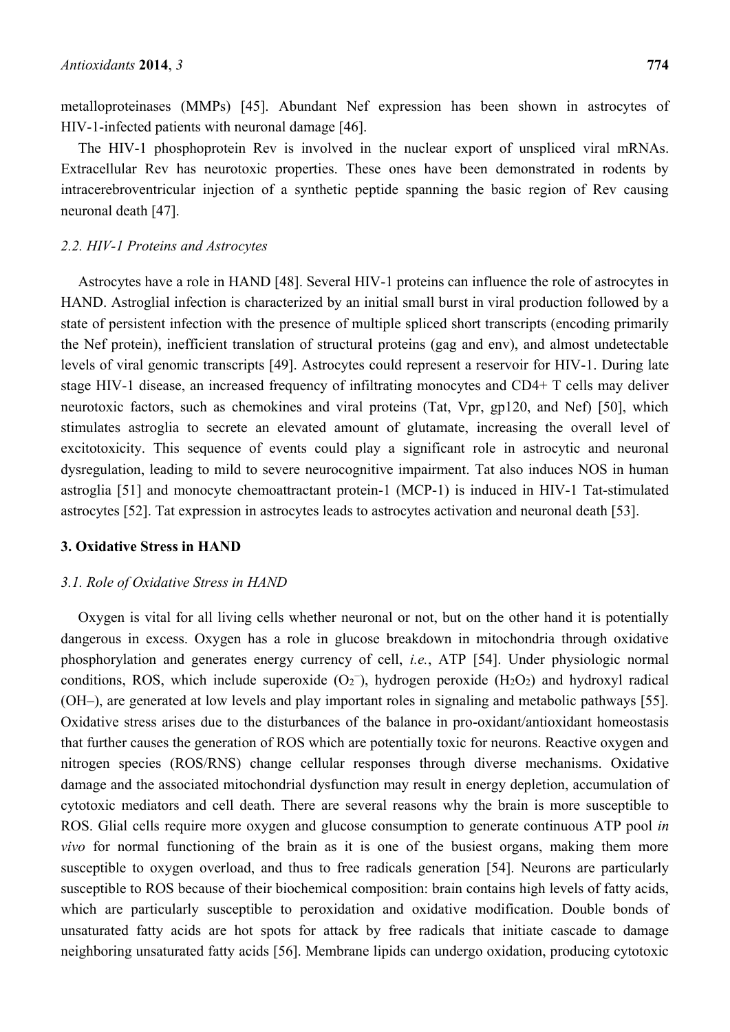metalloproteinases (MMPs) [45]. Abundant Nef expression has been shown in astrocytes of HIV-1-infected patients with neuronal damage [46].

The HIV-1 phosphoprotein Rev is involved in the nuclear export of unspliced viral mRNAs. Extracellular Rev has neurotoxic properties. These ones have been demonstrated in rodents by intracerebroventricular injection of a synthetic peptide spanning the basic region of Rev causing neuronal death [47].

### *2.2. HIV-1 Proteins and Astrocytes*

Astrocytes have a role in HAND [48]. Several HIV-1 proteins can influence the role of astrocytes in HAND. Astroglial infection is characterized by an initial small burst in viral production followed by a state of persistent infection with the presence of multiple spliced short transcripts (encoding primarily the Nef protein), inefficient translation of structural proteins (gag and env), and almost undetectable levels of viral genomic transcripts [49]. Astrocytes could represent a reservoir for HIV-1. During late stage HIV-1 disease, an increased frequency of infiltrating monocytes and CD4+ T cells may deliver neurotoxic factors, such as chemokines and viral proteins (Tat, Vpr, gp120, and Nef) [50], which stimulates astroglia to secrete an elevated amount of glutamate, increasing the overall level of excitotoxicity. This sequence of events could play a significant role in astrocytic and neuronal dysregulation, leading to mild to severe neurocognitive impairment. Tat also induces NOS in human astroglia [51] and monocyte chemoattractant protein-1 (MCP-1) is induced in HIV-1 Tat-stimulated astrocytes [52]. Tat expression in astrocytes leads to astrocytes activation and neuronal death [53].

## **3. Oxidative Stress in HAND**

### *3.1. Role of Oxidative Stress in HAND*

Oxygen is vital for all living cells whether neuronal or not, but on the other hand it is potentially dangerous in excess. Oxygen has a role in glucose breakdown in mitochondria through oxidative phosphorylation and generates energy currency of cell, *i.e.*, ATP [54]. Under physiologic normal conditions, ROS, which include superoxide ($O_2^-$), hydrogen peroxide ($H_2O_2$) and hydroxyl radical (OH–), are generated at low levels and play important roles in signaling and metabolic pathways [55]. Oxidative stress arises due to the disturbances of the balance in pro-oxidant/antioxidant homeostasis that further causes the generation of ROS which are potentially toxic for neurons. Reactive oxygen and nitrogen species (ROS/RNS) change cellular responses through diverse mechanisms. Oxidative damage and the associated mitochondrial dysfunction may result in energy depletion, accumulation of cytotoxic mediators and cell death. There are several reasons why the brain is more susceptible to ROS. Glial cells require more oxygen and glucose consumption to generate continuous ATP pool *in vivo* for normal functioning of the brain as it is one of the busiest organs, making them more susceptible to oxygen overload, and thus to free radicals generation [54]. Neurons are particularly susceptible to ROS because of their biochemical composition: brain contains high levels of fatty acids, which are particularly susceptible to peroxidation and oxidative modification. Double bonds of unsaturated fatty acids are hot spots for attack by free radicals that initiate cascade to damage neighboring unsaturated fatty acids [56]. Membrane lipids can undergo oxidation, producing cytotoxic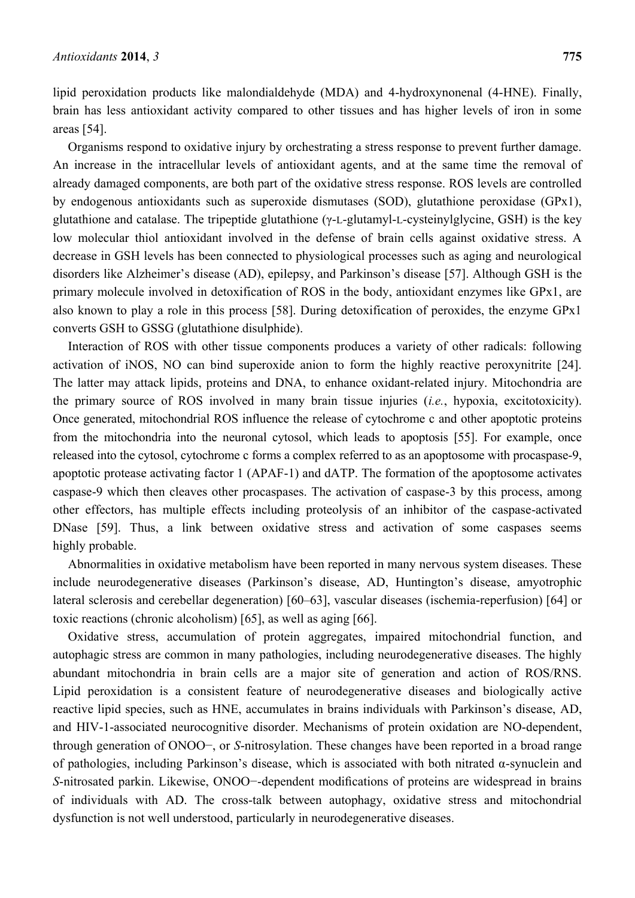lipid peroxidation products like malondialdehyde (MDA) and 4-hydroxynonenal (4-HNE). Finally, brain has less antioxidant activity compared to other tissues and has higher levels of iron in some areas [54].

Organisms respond to oxidative injury by orchestrating a stress response to prevent further damage. An increase in the intracellular levels of antioxidant agents, and at the same time the removal of already damaged components, are both part of the oxidative stress response. ROS levels are controlled by endogenous antioxidants such as superoxide dismutases (SOD), glutathione peroxidase (GPx1), glutathione and catalase. The tripeptide glutathione (γ-L-glutamyl-L-cysteinylglycine, GSH) is the key low molecular thiol antioxidant involved in the defense of brain cells against oxidative stress. A decrease in GSH levels has been connected to physiological processes such as aging and neurological disorders like Alzheimer's disease (AD), epilepsy, and Parkinson's disease [57]. Although GSH is the primary molecule involved in detoxification of ROS in the body, antioxidant enzymes like GPx1, are also known to play a role in this process [58]. During detoxification of peroxides, the enzyme GPx1 converts GSH to GSSG (glutathione disulphide).

Interaction of ROS with other tissue components produces a variety of other radicals: following activation of iNOS, NO can bind superoxide anion to form the highly reactive peroxynitrite [24]. The latter may attack lipids, proteins and DNA, to enhance oxidant-related injury. Mitochondria are the primary source of ROS involved in many brain tissue injuries (*i.e.*, hypoxia, excitotoxicity). Once generated, mitochondrial ROS influence the release of cytochrome c and other apoptotic proteins from the mitochondria into the neuronal cytosol, which leads to apoptosis [55]. For example, once released into the cytosol, cytochrome c forms a complex referred to as an apoptosome with procaspase-9, apoptotic protease activating factor 1 (APAF-1) and dATP. The formation of the apoptosome activates caspase-9 which then cleaves other procaspases. The activation of caspase-3 by this process, among other effectors, has multiple effects including proteolysis of an inhibitor of the caspase-activated DNase [59]. Thus, a link between oxidative stress and activation of some caspases seems highly probable.

Abnormalities in oxidative metabolism have been reported in many nervous system diseases. These include neurodegenerative diseases (Parkinson's disease, AD, Huntington's disease, amyotrophic lateral sclerosis and cerebellar degeneration) [60–63], vascular diseases (ischemia-reperfusion) [64] or toxic reactions (chronic alcoholism) [65], as well as aging [66].

Oxidative stress, accumulation of protein aggregates, impaired mitochondrial function, and autophagic stress are common in many pathologies, including neurodegenerative diseases. The highly abundant mitochondria in brain cells are a major site of generation and action of ROS/RNS. Lipid peroxidation is a consistent feature of neurodegenerative diseases and biologically active reactive lipid species, such as HNE, accumulates in brains individuals with Parkinson's disease, AD, and HIV-1-associated neurocognitive disorder. Mechanisms of protein oxidation are NO-dependent, through generation of $ONOO^-$, or *S*-nitrosylation. These changes have been reported in a broad range of pathologies, including Parkinson's disease, which is associated with both nitrated α-synuclein and *S*-nitrosated parkin. Likewise, $ONOO^-$-dependent modifications of proteins are widespread in brains of individuals with AD. The cross-talk between autophagy, oxidative stress and mitochondrial dysfunction is not well understood, particularly in neurodegenerative diseases.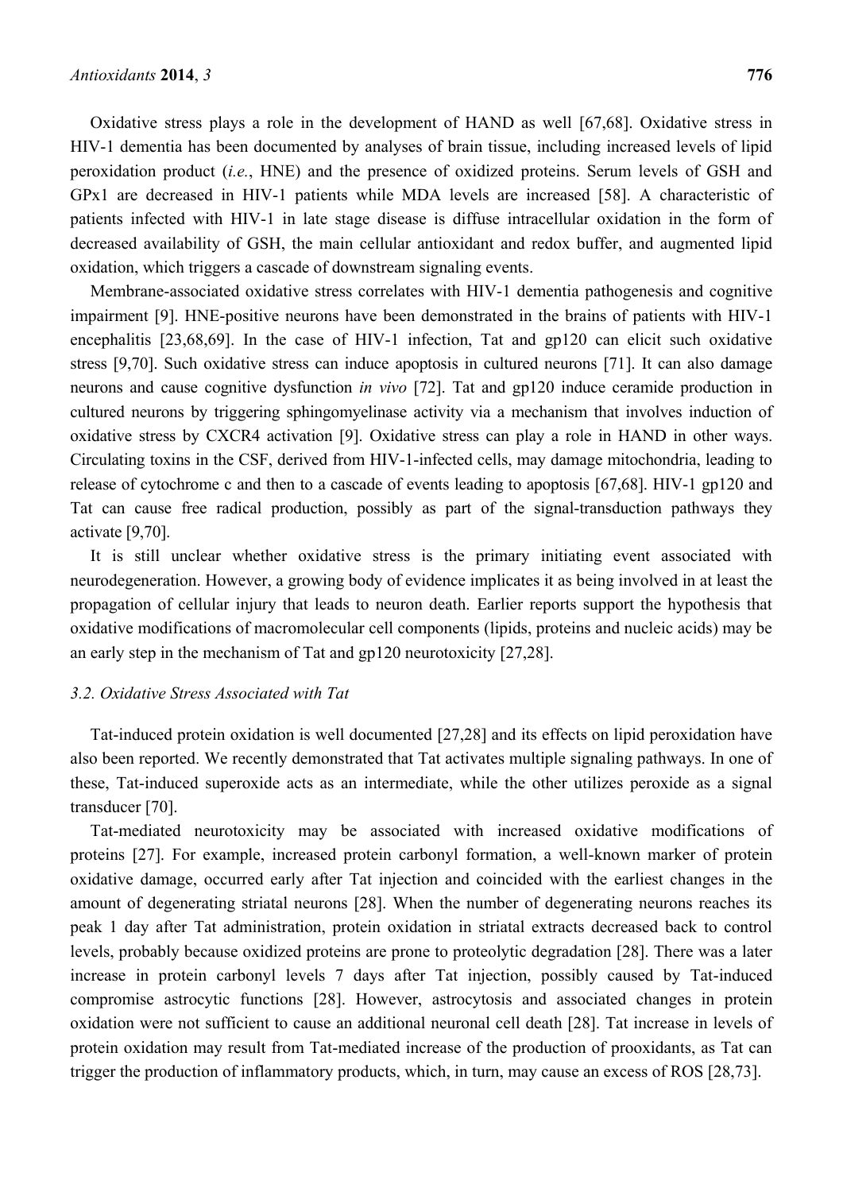Oxidative stress plays a role in the development of HAND as well [67,68]. Oxidative stress in HIV-1 dementia has been documented by analyses of brain tissue, including increased levels of lipid peroxidation product (*i.e.*, HNE) and the presence of oxidized proteins. Serum levels of GSH and GPx1 are decreased in HIV-1 patients while MDA levels are increased [58]. A characteristic of patients infected with HIV-1 in late stage disease is diffuse intracellular oxidation in the form of decreased availability of GSH, the main cellular antioxidant and redox buffer, and augmented lipid oxidation, which triggers a cascade of downstream signaling events.

Membrane-associated oxidative stress correlates with HIV-1 dementia pathogenesis and cognitive impairment [9]. HNE-positive neurons have been demonstrated in the brains of patients with HIV-1 encephalitis [23,68,69]. In the case of HIV-1 infection, Tat and gp120 can elicit such oxidative stress [9,70]. Such oxidative stress can induce apoptosis in cultured neurons [71]. It can also damage neurons and cause cognitive dysfunction *in vivo* [72]. Tat and gp120 induce ceramide production in cultured neurons by triggering sphingomyelinase activity via a mechanism that involves induction of oxidative stress by CXCR4 activation [9]. Oxidative stress can play a role in HAND in other ways. Circulating toxins in the CSF, derived from HIV-1-infected cells, may damage mitochondria, leading to release of cytochrome c and then to a cascade of events leading to apoptosis [67,68]. HIV-1 gp120 and Tat can cause free radical production, possibly as part of the signal-transduction pathways they activate [9,70].

It is still unclear whether oxidative stress is the primary initiating event associated with neurodegeneration. However, a growing body of evidence implicates it as being involved in at least the propagation of cellular injury that leads to neuron death. Earlier reports support the hypothesis that oxidative modifications of macromolecular cell components (lipids, proteins and nucleic acids) may be an early step in the mechanism of Tat and gp120 neurotoxicity [27,28].

### 3.2. Oxidative Stress Associated with Tat

Tat-induced protein oxidation is well documented [27,28] and its effects on lipid peroxidation have also been reported. We recently demonstrated that Tat activates multiple signaling pathways. In one of these, Tat-induced superoxide acts as an intermediate, while the other utilizes peroxide as a signal transducer [70].

Tat-mediated neurotoxicity may be associated with increased oxidative modifications of proteins [27]. For example, increased protein carbonyl formation, a well-known marker of protein oxidative damage, occurred early after Tat injection and coincided with the earliest changes in the amount of degenerating striatal neurons [28]. When the number of degenerating neurons reaches its peak 1 day after Tat administration, protein oxidation in striatal extracts decreased back to control levels, probably because oxidized proteins are prone to proteolytic degradation [28]. There was a later increase in protein carbonyl levels 7 days after Tat injection, possibly caused by Tat-induced compromise astrocytic functions [28]. However, astrocytosis and associated changes in protein oxidation were not sufficient to cause an additional neuronal cell death [28]. Tat increase in levels of protein oxidation may result from Tat-mediated increase of the production of prooxidants, as Tat can trigger the production of inflammatory products, which, in turn, may cause an excess of ROS [28,73].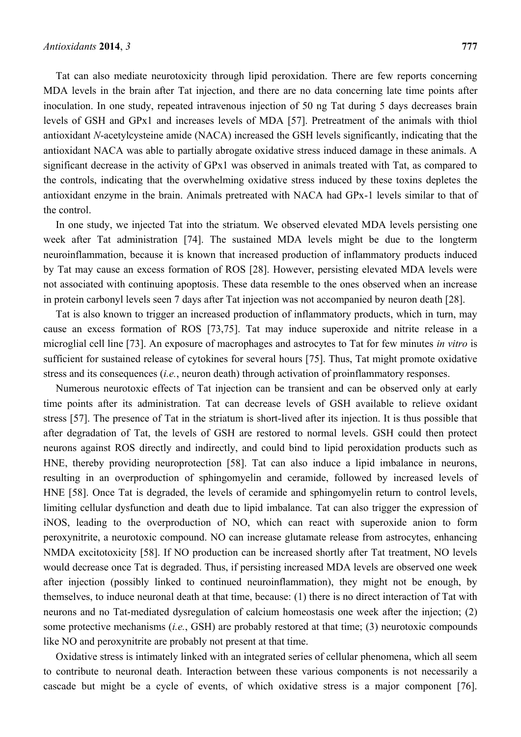Tat can also mediate neurotoxicity through lipid peroxidation. There are few reports concerning MDA levels in the brain after Tat injection, and there are no data concerning late time points after inoculation. In one study, repeated intravenous injection of 50 ng Tat during 5 days decreases brain levels of GSH and GPx1 and increases levels of MDA [57]. Pretreatment of the animals with thiol antioxidant *N*-acetylcysteine amide (NACA) increased the GSH levels significantly, indicating that the antioxidant NACA was able to partially abrogate oxidative stress induced damage in these animals. A significant decrease in the activity of GPx1 was observed in animals treated with Tat, as compared to the controls, indicating that the overwhelming oxidative stress induced by these toxins depletes the antioxidant enzyme in the brain. Animals pretreated with NACA had GPx-1 levels similar to that of the control.

In one study, we injected Tat into the striatum. We observed elevated MDA levels persisting one week after Tat administration [74]. The sustained MDA levels might be due to the longterm neuroinflammation, because it is known that increased production of inflammatory products induced by Tat may cause an excess formation of ROS [28]. However, persisting elevated MDA levels were not associated with continuing apoptosis. These data resemble to the ones observed when an increase in protein carbonyl levels seen 7 days after Tat injection was not accompanied by neuron death [28].

Tat is also known to trigger an increased production of inflammatory products, which in turn, may cause an excess formation of ROS [73,75]. Tat may induce superoxide and nitrite release in a microglial cell line [73]. An exposure of macrophages and astrocytes to Tat for few minutes *in vitro* is sufficient for sustained release of cytokines for several hours [75]. Thus, Tat might promote oxidative stress and its consequences (*i.e.*, neuron death) through activation of proinflammatory responses.

Numerous neurotoxic effects of Tat injection can be transient and can be observed only at early time points after its administration. Tat can decrease levels of GSH available to relieve oxidant stress [57]. The presence of Tat in the striatum is short-lived after its injection. It is thus possible that after degradation of Tat, the levels of GSH are restored to normal levels. GSH could then protect neurons against ROS directly and indirectly, and could bind to lipid peroxidation products such as HNE, thereby providing neuroprotection [58]. Tat can also induce a lipid imbalance in neurons, resulting in an overproduction of sphingomyelin and ceramide, followed by increased levels of HNE [58]. Once Tat is degraded, the levels of ceramide and sphingomyelin return to control levels, limiting cellular dysfunction and death due to lipid imbalance. Tat can also trigger the expression of iNOS, leading to the overproduction of NO, which can react with superoxide anion to form peroxynitrite, a neurotoxic compound. NO can increase glutamate release from astrocytes, enhancing NMDA excitotoxicity [58]. If NO production can be increased shortly after Tat treatment, NO levels would decrease once Tat is degraded. Thus, if persisting increased MDA levels are observed one week after injection (possibly linked to continued neuroinflammation), they might not be enough, by themselves, to induce neuronal death at that time, because: (1) there is no direct interaction of Tat with neurons and no Tat-mediated dysregulation of calcium homeostasis one week after the injection; (2) some protective mechanisms (*i.e.*, GSH) are probably restored at that time; (3) neurotoxic compounds like NO and peroxynitrite are probably not present at that time.

Oxidative stress is intimately linked with an integrated series of cellular phenomena, which all seem to contribute to neuronal death. Interaction between these various components is not necessarily a cascade but might be a cycle of events, of which oxidative stress is a major component [76].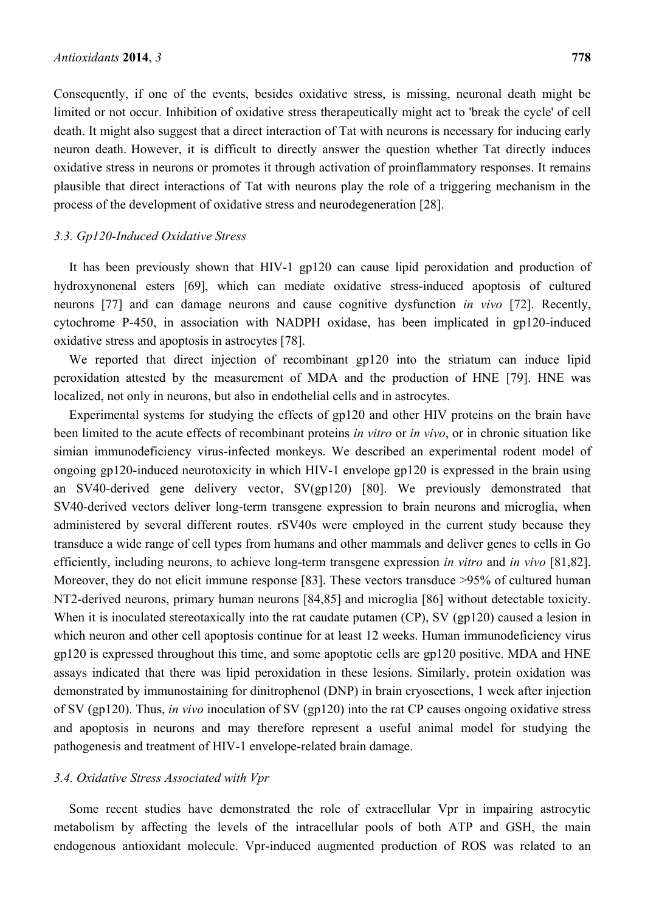Consequently, if one of the events, besides oxidative stress, is missing, neuronal death might be limited or not occur. Inhibition of oxidative stress therapeutically might act to 'break the cycle' of cell death. It might also suggest that a direct interaction of Tat with neurons is necessary for inducing early neuron death. However, it is difficult to directly answer the question whether Tat directly induces oxidative stress in neurons or promotes it through activation of proinflammatory responses. It remains plausible that direct interactions of Tat with neurons play the role of a triggering mechanism in the process of the development of oxidative stress and neurodegeneration [28].

### *3.3. Gp120-Induced Oxidative Stress*

It has been previously shown that HIV-1 gp120 can cause lipid peroxidation and production of hydroxynonenal esters [69], which can mediate oxidative stress-induced apoptosis of cultured neurons [77] and can damage neurons and cause cognitive dysfunction *in vivo* [72]. Recently, cytochrome P-450, in association with NADPH oxidase, has been implicated in gp120-induced oxidative stress and apoptosis in astrocytes [78].

We reported that direct injection of recombinant gp120 into the striatum can induce lipid peroxidation attested by the measurement of MDA and the production of HNE [79]. HNE was localized, not only in neurons, but also in endothelial cells and in astrocytes.

Experimental systems for studying the effects of gp120 and other HIV proteins on the brain have been limited to the acute effects of recombinant proteins *in vitro* or *in vivo*, or in chronic situation like simian immunodeficiency virus-infected monkeys. We described an experimental rodent model of ongoing gp120-induced neurotoxicity in which HIV-1 envelope gp120 is expressed in the brain using an SV40-derived gene delivery vector, SV(gp120) [80]. We previously demonstrated that SV40-derived vectors deliver long-term transgene expression to brain neurons and microglia, when administered by several different routes. rSV40s were employed in the current study because they transduce a wide range of cell types from humans and other mammals and deliver genes to cells in Go efficiently, including neurons, to achieve long-term transgene expression *in vitro* and *in vivo* [81,82]. Moreover, they do not elicit immune response [83]. These vectors transduce >95% of cultured human NT2-derived neurons, primary human neurons [84,85] and microglia [86] without detectable toxicity. When it is inoculated stereotaxically into the rat caudate putamen (CP), SV (gp120) caused a lesion in which neuron and other cell apoptosis continue for at least 12 weeks. Human immunodeficiency virus gp120 is expressed throughout this time, and some apoptotic cells are gp120 positive. MDA and HNE assays indicated that there was lipid peroxidation in these lesions. Similarly, protein oxidation was demonstrated by immunostaining for dinitrophenol (DNP) in brain cryosections, 1 week after injection of SV (gp120). Thus, *in vivo* inoculation of SV (gp120) into the rat CP causes ongoing oxidative stress and apoptosis in neurons and may therefore represent a useful animal model for studying the pathogenesis and treatment of HIV-1 envelope-related brain damage.

### *3.4. Oxidative Stress Associated with Vpr*

Some recent studies have demonstrated the role of extracellular Vpr in impairing astrocytic metabolism by affecting the levels of the intracellular pools of both ATP and GSH, the main endogenous antioxidant molecule. Vpr-induced augmented production of ROS was related to an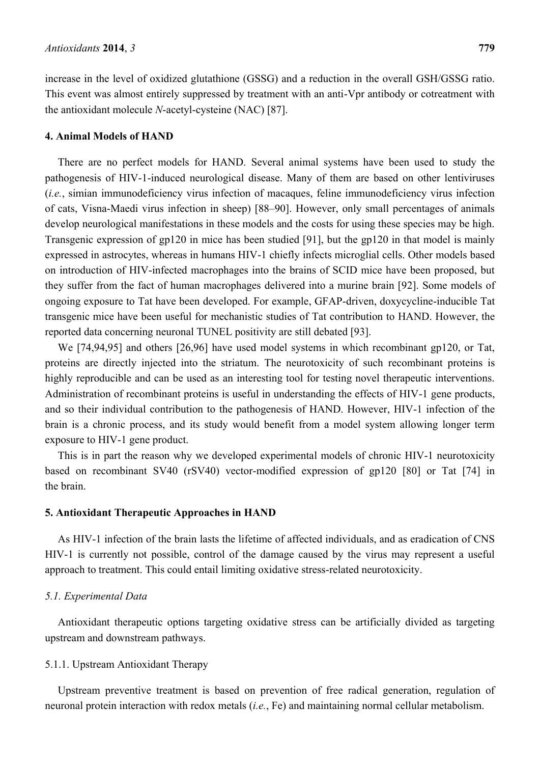increase in the level of oxidized glutathione (GSSG) and a reduction in the overall GSH/GSSG ratio. This event was almost entirely suppressed by treatment with an anti-Vpr antibody or cotreatment with the antioxidant molecule *N*-acetyl-cysteine (NAC) [87].

## 4. Animal Models of HAND

There are no perfect models for HAND. Several animal systems have been used to study the pathogenesis of HIV-1-induced neurological disease. Many of them are based on other lentiviruses (*i.e.*, simian immunodeficiency virus infection of macaques, feline immunodeficiency virus infection of cats, Visna-Maedi virus infection in sheep) [88–90]. However, only small percentages of animals develop neurological manifestations in these models and the costs for using these species may be high. Transgenic expression of gp120 in mice has been studied [91], but the gp120 in that model is mainly expressed in astrocytes, whereas in humans HIV-1 chiefly infects microglial cells. Other models based on introduction of HIV-infected macrophages into the brains of SCID mice have been proposed, but they suffer from the fact of human macrophages delivered into a murine brain [92]. Some models of ongoing exposure to Tat have been developed. For example, GFAP-driven, doxycycline-inducible Tat transgenic mice have been useful for mechanistic studies of Tat contribution to HAND. However, the reported data concerning neuronal TUNEL positivity are still debated [93].

We [74,94,95] and others [26,96] have used model systems in which recombinant gp120, or Tat, proteins are directly injected into the striatum. The neurotoxicity of such recombinant proteins is highly reproducible and can be used as an interesting tool for testing novel therapeutic interventions. Administration of recombinant proteins is useful in understanding the effects of HIV-1 gene products, and so their individual contribution to the pathogenesis of HAND. However, HIV-1 infection of the brain is a chronic process, and its study would benefit from a model system allowing longer term exposure to HIV-1 gene product.

This is in part the reason why we developed experimental models of chronic HIV-1 neurotoxicity based on recombinant SV40 (rSV40) vector-modified expression of gp120 [80] or Tat [74] in the brain.

## 5. Antioxidant Therapeutic Approaches in HAND

As HIV-1 infection of the brain lasts the lifetime of affected individuals, and as eradication of CNS HIV-1 is currently not possible, control of the damage caused by the virus may represent a useful approach to treatment. This could entail limiting oxidative stress-related neurotoxicity.

### *5.1. Experimental Data*

Antioxidant therapeutic options targeting oxidative stress can be artificially divided as targeting upstream and downstream pathways.

#### 5.1.1. Upstream Antioxidant Therapy

Upstream preventive treatment is based on prevention of free radical generation, regulation of neuronal protein interaction with redox metals (*i.e.*, Fe) and maintaining normal cellular metabolism.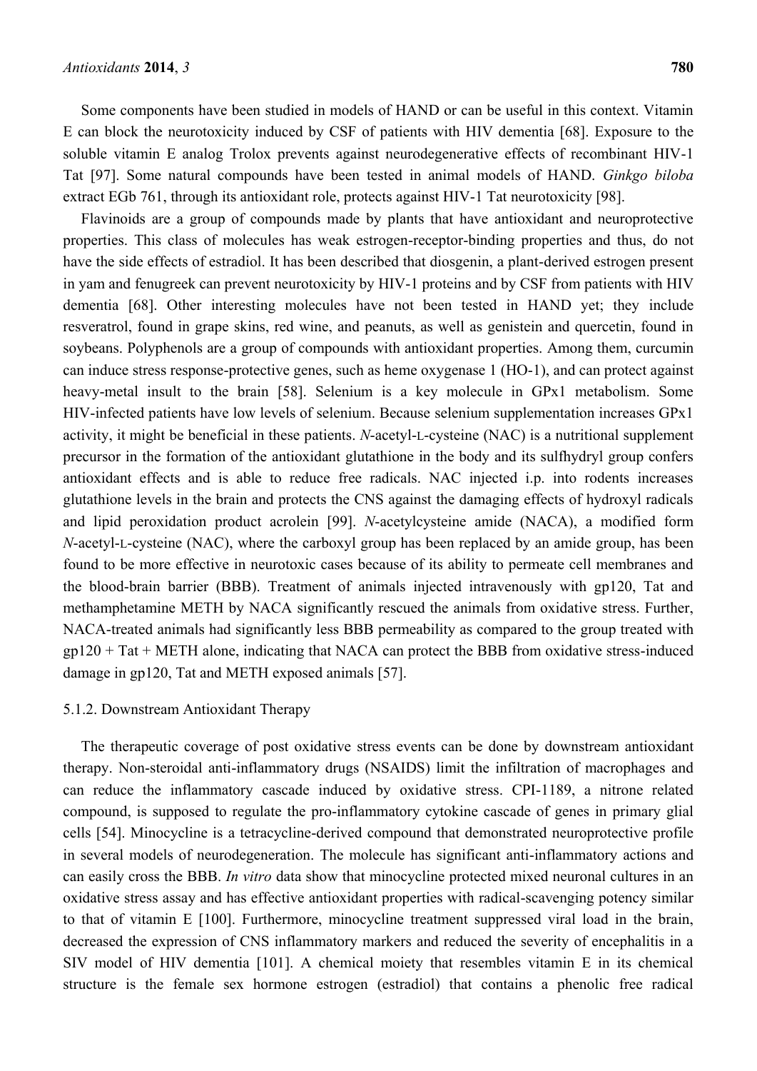Some components have been studied in models of HAND or can be useful in this context. Vitamin E can block the neurotoxicity induced by CSF of patients with HIV dementia [68]. Exposure to the soluble vitamin E analog Trolox prevents against neurodegenerative effects of recombinant HIV-1 Tat [97]. Some natural compounds have been tested in animal models of HAND. *Ginkgo biloba* extract EGb 761, through its antioxidant role, protects against HIV-1 Tat neurotoxicity [98].

Flavinoids are a group of compounds made by plants that have antioxidant and neuroprotective properties. This class of molecules has weak estrogen-receptor-binding properties and thus, do not have the side effects of estradiol. It has been described that diosgenin, a plant-derived estrogen present in yam and fenugreek can prevent neurotoxicity by HIV-1 proteins and by CSF from patients with HIV dementia [68]. Other interesting molecules have not been tested in HAND yet; they include resveratrol, found in grape skins, red wine, and peanuts, as well as genistein and quercetin, found in soybeans. Polyphenols are a group of compounds with antioxidant properties. Among them, curcumin can induce stress response-protective genes, such as heme oxygenase 1 (HO-1), and can protect against heavy-metal insult to the brain [58]. Selenium is a key molecule in GPx1 metabolism. Some HIV-infected patients have low levels of selenium. Because selenium supplementation increases GPx1 activity, it might be beneficial in these patients. *N*-acetyl-L-cysteine (NAC) is a nutritional supplement precursor in the formation of the antioxidant glutathione in the body and its sulfhydryl group confers antioxidant effects and is able to reduce free radicals. NAC injected i.p. into rodents increases glutathione levels in the brain and protects the CNS against the damaging effects of hydroxyl radicals and lipid peroxidation product acrolein [99]. *N*-acetylcysteine amide (NACA), a modified form *N*-acetyl-L-cysteine (NAC), where the carboxyl group has been replaced by an amide group, has been found to be more effective in neurotoxic cases because of its ability to permeate cell membranes and the blood-brain barrier (BBB). Treatment of animals injected intravenously with gp120, Tat and methamphetamine METH by NACA significantly rescued the animals from oxidative stress. Further, NACA-treated animals had significantly less BBB permeability as compared to the group treated with gp120 + Tat + METH alone, indicating that NACA can protect the BBB from oxidative stress-induced damage in gp120, Tat and METH exposed animals [57].

#### 5.1.2. Downstream Antioxidant Therapy

The therapeutic coverage of post oxidative stress events can be done by downstream antioxidant therapy. Non-steroidal anti-inflammatory drugs (NSAIDS) limit the infiltration of macrophages and can reduce the inflammatory cascade induced by oxidative stress. CPI-1189, a nitrone related compound, is supposed to regulate the pro-inflammatory cytokine cascade of genes in primary glial cells [54]. Minocycline is a tetracycline-derived compound that demonstrated neuroprotective profile in several models of neurodegeneration. The molecule has significant anti-inflammatory actions and can easily cross the BBB. *In vitro* data show that minocycline protected mixed neuronal cultures in an oxidative stress assay and has effective antioxidant properties with radical-scavenging potency similar to that of vitamin E [100]. Furthermore, minocycline treatment suppressed viral load in the brain, decreased the expression of CNS inflammatory markers and reduced the severity of encephalitis in a SIV model of HIV dementia [101]. A chemical moiety that resembles vitamin E in its chemical structure is the female sex hormone estrogen (estradiol) that contains a phenolic free radical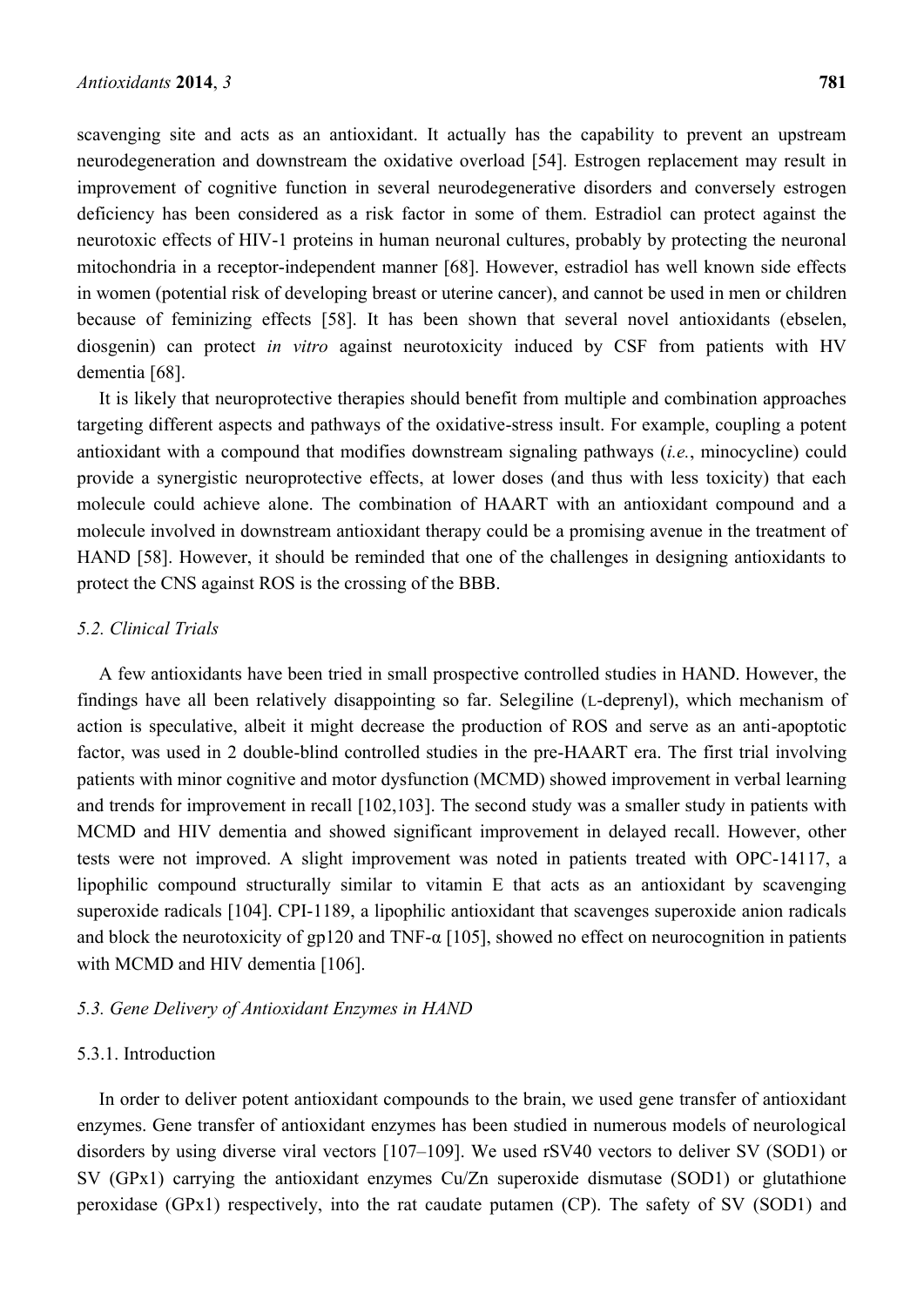scavenging site and acts as an antioxidant. It actually has the capability to prevent an upstream neurodegeneration and downstream the oxidative overload [54]. Estrogen replacement may result in improvement of cognitive function in several neurodegenerative disorders and conversely estrogen deficiency has been considered as a risk factor in some of them. Estradiol can protect against the neurotoxic effects of HIV-1 proteins in human neuronal cultures, probably by protecting the neuronal mitochondria in a receptor-independent manner [68]. However, estradiol has well known side effects in women (potential risk of developing breast or uterine cancer), and cannot be used in men or children because of feminizing effects [58]. It has been shown that several novel antioxidants (ebselen, diosgenin) can protect *in vitro* against neurotoxicity induced by CSF from patients with HV dementia [68].

It is likely that neuroprotective therapies should benefit from multiple and combination approaches targeting different aspects and pathways of the oxidative-stress insult. For example, coupling a potent antioxidant with a compound that modifies downstream signaling pathways (*i.e.*, minocycline) could provide a synergistic neuroprotective effects, at lower doses (and thus with less toxicity) that each molecule could achieve alone. The combination of HAART with an antioxidant compound and a molecule involved in downstream antioxidant therapy could be a promising avenue in the treatment of HAND [58]. However, it should be reminded that one of the challenges in designing antioxidants to protect the CNS against ROS is the crossing of the BBB.

### *5.2. Clinical Trials*

A few antioxidants have been tried in small prospective controlled studies in HAND. However, the findings have all been relatively disappointing so far. Selegiline (L-deprenyl), which mechanism of action is speculative, albeit it might decrease the production of ROS and serve as an anti-apoptotic factor, was used in 2 double-blind controlled studies in the pre-HAART era. The first trial involving patients with minor cognitive and motor dysfunction (MCMD) showed improvement in verbal learning and trends for improvement in recall [102,103]. The second study was a smaller study in patients with MCMD and HIV dementia and showed significant improvement in delayed recall. However, other tests were not improved. A slight improvement was noted in patients treated with OPC-14117, a lipophilic compound structurally similar to vitamin E that acts as an antioxidant by scavenging superoxide radicals [104]. CPI-1189, a lipophilic antioxidant that scavenges superoxide anion radicals and block the neurotoxicity of gp120 and TNF-α [105], showed no effect on neurocognition in patients with MCMD and HIV dementia [106].

### *5.3. Gene Delivery of Antioxidant Enzymes in HAND*

#### 5.3.1. Introduction

In order to deliver potent antioxidant compounds to the brain, we used gene transfer of antioxidant enzymes. Gene transfer of antioxidant enzymes has been studied in numerous models of neurological disorders by using diverse viral vectors [107–109]. We used rSV40 vectors to deliver SV (SOD1) or SV (GPx1) carrying the antioxidant enzymes Cu/Zn superoxide dismutase (SOD1) or glutathione peroxidase (GPx1) respectively, into the rat caudate putamen (CP). The safety of SV (SOD1) and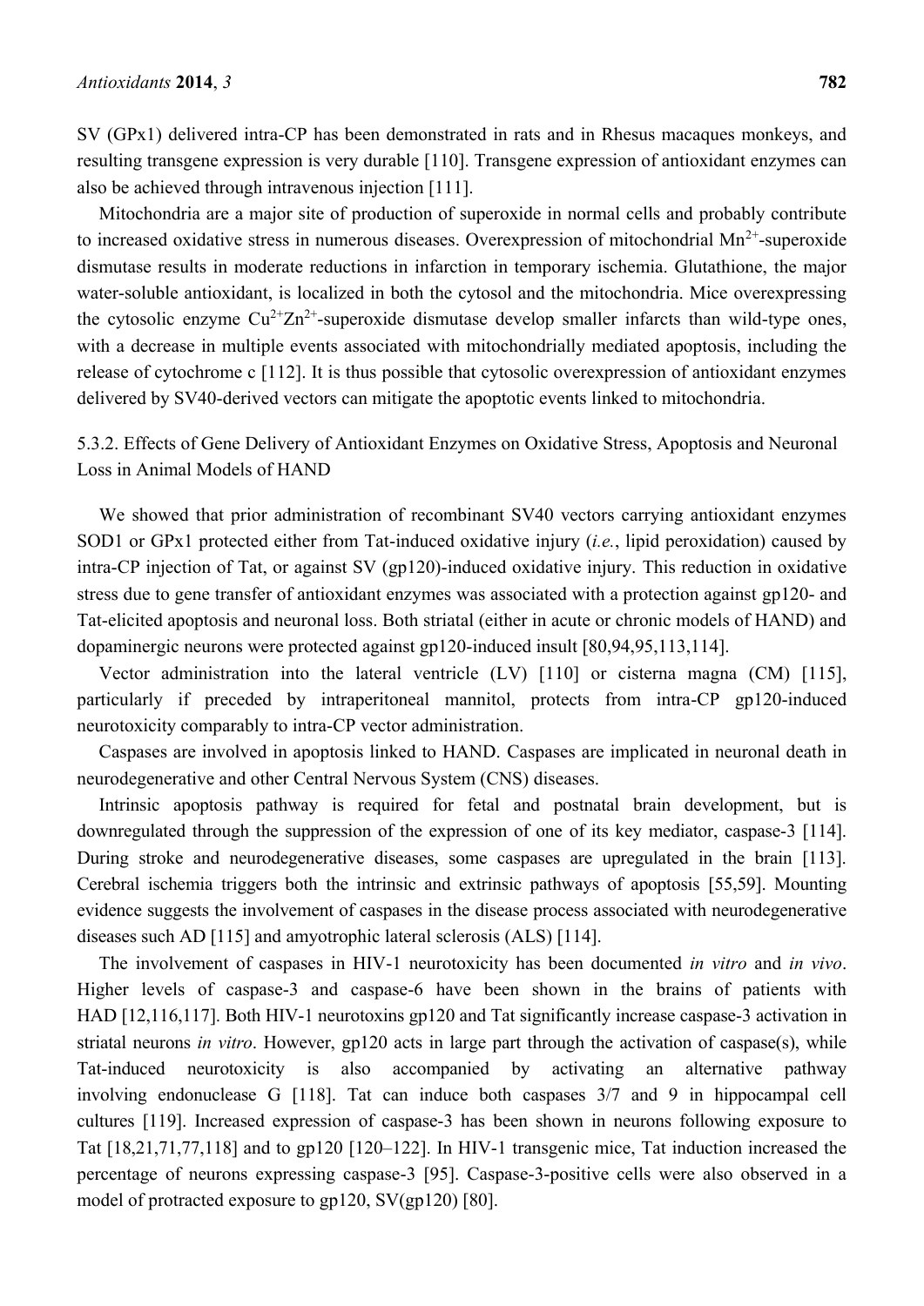SV (GPx1) delivered intra-CP has been demonstrated in rats and in Rhesus macaques monkeys, and resulting transgene expression is very durable [110]. Transgene expression of antioxidant enzymes can also be achieved through intravenous injection [111].

Mitochondria are a major site of production of superoxide in normal cells and probably contribute to increased oxidative stress in numerous diseases. Overexpression of mitochondrial $Mn^{2+}$-superoxide dismutase results in moderate reductions in infarction in temporary ischemia. Glutathione, the major water-soluble antioxidant, is localized in both the cytosol and the mitochondria. Mice overexpressing the cytosolic enzyme $Cu^{2+}Zn^{2+}$-superoxide dismutase develop smaller infarcts than wild-type ones, with a decrease in multiple events associated with mitochondrially mediated apoptosis, including the release of cytochrome c [112]. It is thus possible that cytosolic overexpression of antioxidant enzymes delivered by SV40-derived vectors can mitigate the apoptotic events linked to mitochondria.

### 5.3.2. Effects of Gene Delivery of Antioxidant Enzymes on Oxidative Stress, Apoptosis and Neuronal Loss in Animal Models of HAND

We showed that prior administration of recombinant SV40 vectors carrying antioxidant enzymes SOD1 or GPx1 protected either from Tat-induced oxidative injury (*i.e.*, lipid peroxidation) caused by intra-CP injection of Tat, or against SV (gp120)-induced oxidative injury. This reduction in oxidative stress due to gene transfer of antioxidant enzymes was associated with a protection against gp120- and Tat-elicited apoptosis and neuronal loss. Both striatal (either in acute or chronic models of HAND) and dopaminergic neurons were protected against gp120-induced insult [80,94,95,113,114].

Vector administration into the lateral ventricle (LV) [110] or cisterna magna (CM) [115], particularly if preceded by intraperitoneal mannitol, protects from intra-CP gp120-induced neurotoxicity comparably to intra-CP vector administration.

Caspases are involved in apoptosis linked to HAND. Caspases are implicated in neuronal death in neurodegenerative and other Central Nervous System (CNS) diseases.

Intrinsic apoptosis pathway is required for fetal and postnatal brain development, but is downregulated through the suppression of the expression of one of its key mediator, caspase-3 [114]. During stroke and neurodegenerative diseases, some caspases are upregulated in the brain [113]. Cerebral ischemia triggers both the intrinsic and extrinsic pathways of apoptosis [55,59]. Mounting evidence suggests the involvement of caspases in the disease process associated with neurodegenerative diseases such AD [115] and amyotrophic lateral sclerosis (ALS) [114].

The involvement of caspases in HIV-1 neurotoxicity has been documented *in vitro* and *in vivo*. Higher levels of caspase-3 and caspase-6 have been shown in the brains of patients with HAD [12,116,117]. Both HIV-1 neurotoxins gp120 and Tat significantly increase caspase-3 activation in striatal neurons *in vitro*. However, gp120 acts in large part through the activation of caspase(s), while Tat-induced neurotoxicity is also accompanied by activating an alternative pathway involving endonuclease G [118]. Tat can induce both caspases 3/7 and 9 in hippocampal cell cultures [119]. Increased expression of caspase-3 has been shown in neurons following exposure to Tat [18,21,71,77,118] and to gp120 [120–122]. In HIV-1 transgenic mice, Tat induction increased the percentage of neurons expressing caspase-3 [95]. Caspase-3-positive cells were also observed in a model of protracted exposure to gp120, SV(gp120) [80].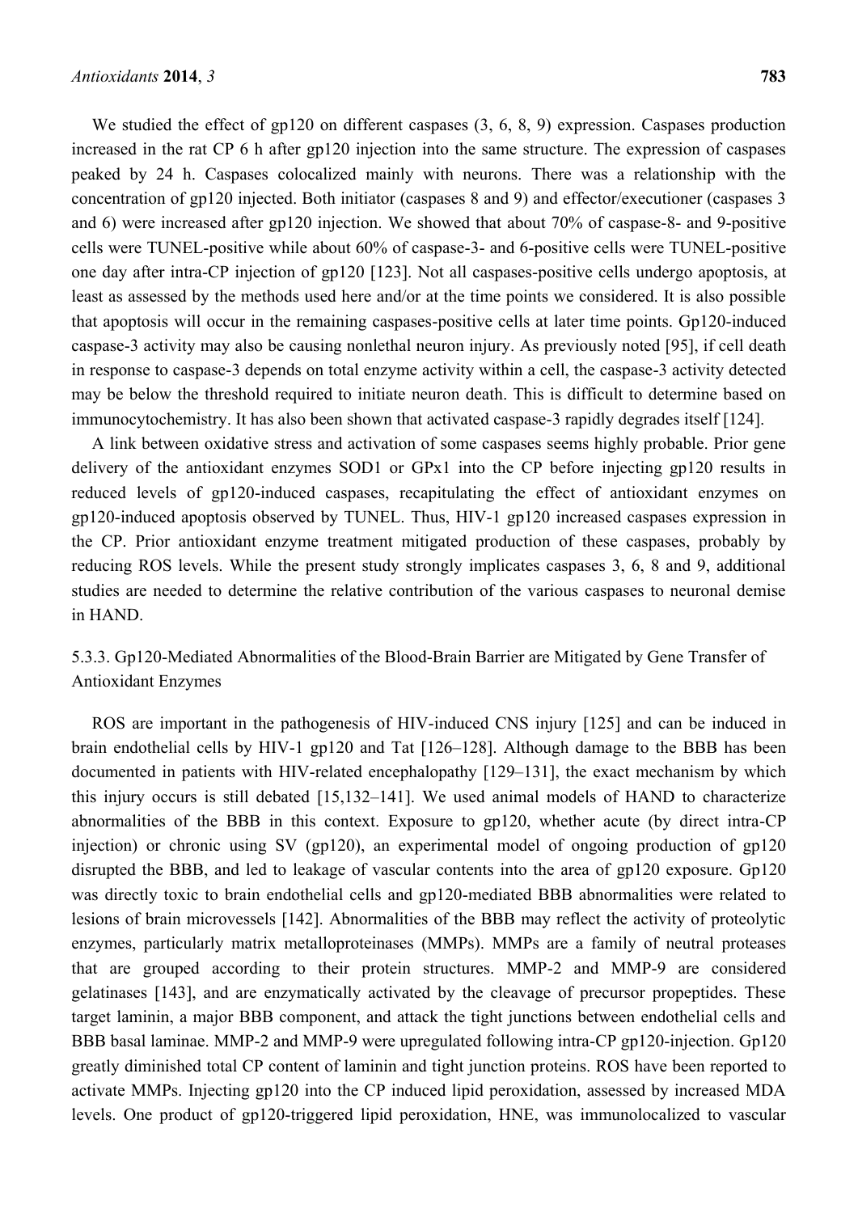We studied the effect of gp120 on different caspases (3, 6, 8, 9) expression. Caspases production increased in the rat CP 6 h after gp120 injection into the same structure. The expression of caspases peaked by 24 h. Caspases colocalized mainly with neurons. There was a relationship with the concentration of gp120 injected. Both initiator (caspases 8 and 9) and effector/executioner (caspases 3 and 6) were increased after gp120 injection. We showed that about 70% of caspase-8- and 9-positive cells were TUNEL-positive while about 60% of caspase-3- and 6-positive cells were TUNEL-positive one day after intra-CP injection of gp120 [123]. Not all caspases-positive cells undergo apoptosis, at least as assessed by the methods used here and/or at the time points we considered. It is also possible that apoptosis will occur in the remaining caspases-positive cells at later time points. Gp120-induced caspase-3 activity may also be causing nonlethal neuron injury. As previously noted [95], if cell death in response to caspase-3 depends on total enzyme activity within a cell, the caspase-3 activity detected may be below the threshold required to initiate neuron death. This is difficult to determine based on immunocytochemistry. It has also been shown that activated caspase-3 rapidly degrades itself [124].

A link between oxidative stress and activation of some caspases seems highly probable. Prior gene delivery of the antioxidant enzymes SOD1 or GPx1 into the CP before injecting gp120 results in reduced levels of gp120-induced caspases, recapitulating the effect of antioxidant enzymes on gp120-induced apoptosis observed by TUNEL. Thus, HIV-1 gp120 increased caspases expression in the CP. Prior antioxidant enzyme treatment mitigated production of these caspases, probably by reducing ROS levels. While the present study strongly implicates caspases 3, 6, 8 and 9, additional studies are needed to determine the relative contribution of the various caspases to neuronal demise in HAND.

#### 5.3.3. Gp120-Mediated Abnormalities of the Blood-Brain Barrier are Mitigated by Gene Transfer of Antioxidant Enzymes

ROS are important in the pathogenesis of HIV-induced CNS injury [125] and can be induced in brain endothelial cells by HIV-1 gp120 and Tat [126–128]. Although damage to the BBB has been documented in patients with HIV-related encephalopathy [129–131], the exact mechanism by which this injury occurs is still debated [15,132–141]. We used animal models of HAND to characterize abnormalities of the BBB in this context. Exposure to gp120, whether acute (by direct intra-CP injection) or chronic using SV (gp120), an experimental model of ongoing production of gp120 disrupted the BBB, and led to leakage of vascular contents into the area of gp120 exposure. Gp120 was directly toxic to brain endothelial cells and gp120-mediated BBB abnormalities were related to lesions of brain microvessels [142]. Abnormalities of the BBB may reflect the activity of proteolytic enzymes, particularly matrix metalloproteinases (MMPs). MMPs are a family of neutral proteases that are grouped according to their protein structures. MMP-2 and MMP-9 are considered gelatinases [143], and are enzymatically activated by the cleavage of precursor propeptides. These target laminin, a major BBB component, and attack the tight junctions between endothelial cells and BBB basal laminae. MMP-2 and MMP-9 were upregulated following intra-CP gp120-injection. Gp120 greatly diminished total CP content of laminin and tight junction proteins. ROS have been reported to activate MMPs. Injecting gp120 into the CP induced lipid peroxidation, assessed by increased MDA levels. One product of gp120-triggered lipid peroxidation, HNE, was immunolocalized to vascular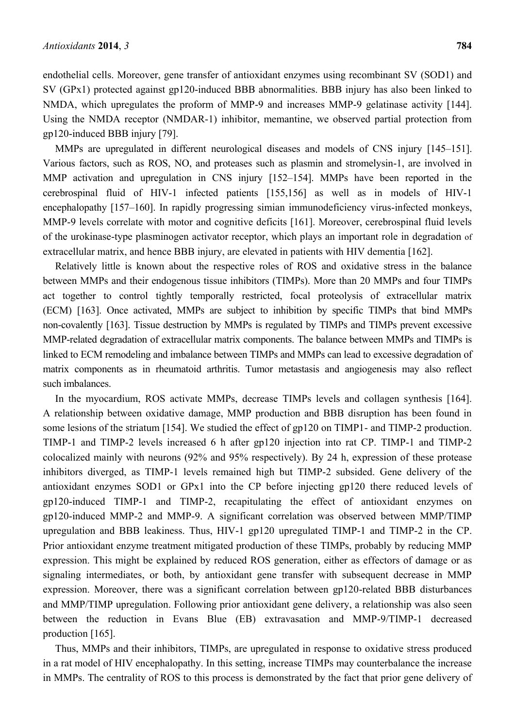endothelial cells. Moreover, gene transfer of antioxidant enzymes using recombinant SV (SOD1) and SV (GPx1) protected against gp120-induced BBB abnormalities. BBB injury has also been linked to NMDA, which upregulates the proform of MMP-9 and increases MMP-9 gelatinase activity [144]. Using the NMDA receptor (NMDAR-1) inhibitor, memantine, we observed partial protection from gp120-induced BBB injury [79].

MMPs are upregulated in different neurological diseases and models of CNS injury [145–151]. Various factors, such as ROS, NO, and proteases such as plasmin and stromelysin-1, are involved in MMP activation and upregulation in CNS injury [152–154]. MMPs have been reported in the cerebrospinal fluid of HIV-1 infected patients [155,156] as well as in models of HIV-1 encephalopathy [157–160]. In rapidly progressing simian immunodeficiency virus-infected monkeys, MMP-9 levels correlate with motor and cognitive deficits [161]. Moreover, cerebrospinal fluid levels of the urokinase-type plasminogen activator receptor, which plays an important role in degradation of extracellular matrix, and hence BBB injury, are elevated in patients with HIV dementia [162].

Relatively little is known about the respective roles of ROS and oxidative stress in the balance between MMPs and their endogenous tissue inhibitors (TIMPs). More than 20 MMPs and four TIMPs act together to control tightly temporally restricted, focal proteolysis of extracellular matrix (ECM) [163]. Once activated, MMPs are subject to inhibition by specific TIMPs that bind MMPs non-covalently [163]. Tissue destruction by MMPs is regulated by TIMPs and TIMPs prevent excessive MMP-related degradation of extracellular matrix components. The balance between MMPs and TIMPs is linked to ECM remodeling and imbalance between TIMPs and MMPs can lead to excessive degradation of matrix components as in rheumatoid arthritis. Tumor metastasis and angiogenesis may also reflect such imbalances.

In the myocardium, ROS activate MMPs, decrease TIMPs levels and collagen synthesis [164]. A relationship between oxidative damage, MMP production and BBB disruption has been found in some lesions of the striatum [154]. We studied the effect of gp120 on TIMP1- and TIMP-2 production. TIMP-1 and TIMP-2 levels increased 6 h after gp120 injection into rat CP. TIMP-1 and TIMP-2 colocalized mainly with neurons (92% and 95% respectively). By 24 h, expression of these protease inhibitors diverged, as TIMP-1 levels remained high but TIMP-2 subsided. Gene delivery of the antioxidant enzymes SOD1 or GPx1 into the CP before injecting gp120 there reduced levels of gp120-induced TIMP-1 and TIMP-2, recapitulating the effect of antioxidant enzymes on gp120-induced MMP-2 and MMP-9. A significant correlation was observed between MMP/TIMP upregulation and BBB leakiness. Thus, HIV-1 gp120 upregulated TIMP-1 and TIMP-2 in the CP. Prior antioxidant enzyme treatment mitigated production of these TIMPs, probably by reducing MMP expression. This might be explained by reduced ROS generation, either as effectors of damage or as signaling intermediates, or both, by antioxidant gene transfer with subsequent decrease in MMP expression. Moreover, there was a significant correlation between gp120-related BBB disturbances and MMP/TIMP upregulation. Following prior antioxidant gene delivery, a relationship was also seen between the reduction in Evans Blue (EB) extravasation and MMP-9/TIMP-1 decreased production [165].

Thus, MMPs and their inhibitors, TIMPs, are upregulated in response to oxidative stress produced in a rat model of HIV encephalopathy. In this setting, increase TIMPs may counterbalance the increase in MMPs. The centrality of ROS to this process is demonstrated by the fact that prior gene delivery of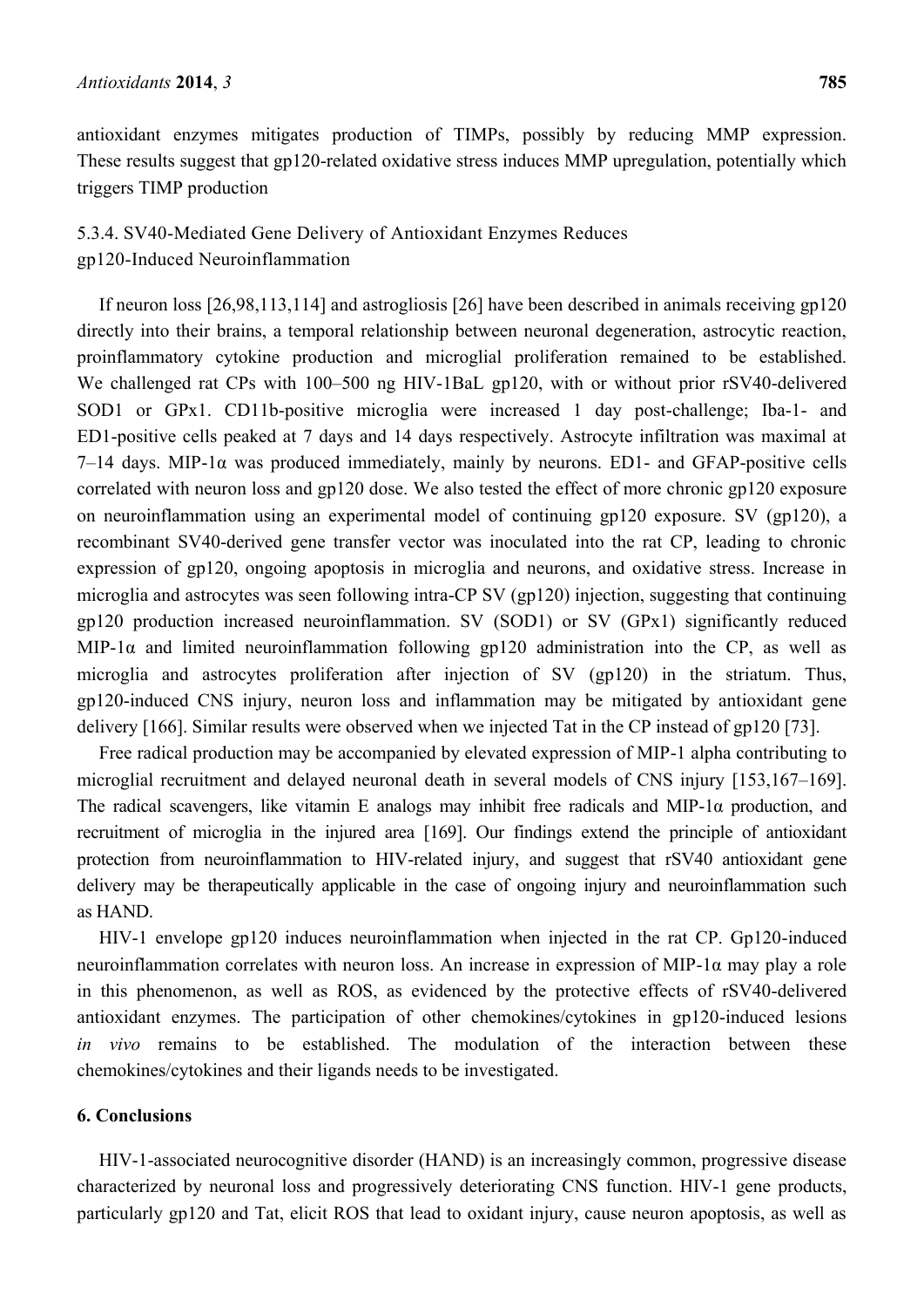antioxidant enzymes mitigates production of TIMPs, possibly by reducing MMP expression. These results suggest that gp120-related oxidative stress induces MMP upregulation, potentially which triggers TIMP production

### 5.3.4. SV40-Mediated Gene Delivery of Antioxidant Enzymes Reduces gp120-Induced Neuroinflammation

If neuron loss [26,98,113,114] and astrogliosis [26] have been described in animals receiving gp120 directly into their brains, a temporal relationship between neuronal degeneration, astrocytic reaction, proinflammatory cytokine production and microglial proliferation remained to be established. We challenged rat CPs with 100–500 ng HIV-1BaL gp120, with or without prior rSV40-delivered SOD1 or GPx1. CD11b-positive microglia were increased 1 day post-challenge; Iba-1- and ED1-positive cells peaked at 7 days and 14 days respectively. Astrocyte infiltration was maximal at 7–14 days. MIP-1α was produced immediately, mainly by neurons. ED1- and GFAP-positive cells correlated with neuron loss and gp120 dose. We also tested the effect of more chronic gp120 exposure on neuroinflammation using an experimental model of continuing gp120 exposure. SV (gp120), a recombinant SV40-derived gene transfer vector was inoculated into the rat CP, leading to chronic expression of gp120, ongoing apoptosis in microglia and neurons, and oxidative stress. Increase in microglia and astrocytes was seen following intra-CP SV (gp120) injection, suggesting that continuing gp120 production increased neuroinflammation. SV (SOD1) or SV (GPx1) significantly reduced MIP-1α and limited neuroinflammation following gp120 administration into the CP, as well as microglia and astrocytes proliferation after injection of SV (gp120) in the striatum. Thus, gp120-induced CNS injury, neuron loss and inflammation may be mitigated by antioxidant gene delivery [166]. Similar results were observed when we injected Tat in the CP instead of gp120 [73].

Free radical production may be accompanied by elevated expression of MIP-1 alpha contributing to microglial recruitment and delayed neuronal death in several models of CNS injury [153,167–169]. The radical scavengers, like vitamin E analogs may inhibit free radicals and MIP-1α production, and recruitment of microglia in the injured area [169]. Our findings extend the principle of antioxidant protection from neuroinflammation to HIV-related injury, and suggest that rSV40 antioxidant gene delivery may be therapeutically applicable in the case of ongoing injury and neuroinflammation such as HAND.

HIV-1 envelope gp120 induces neuroinflammation when injected in the rat CP. Gp120-induced neuroinflammation correlates with neuron loss. An increase in expression of MIP-1α may play a role in this phenomenon, as well as ROS, as evidenced by the protective effects of rSV40-delivered antioxidant enzymes. The participation of other chemokines/cytokines in gp120-induced lesions *in vivo* remains to be established. The modulation of the interaction between these chemokines/cytokines and their ligands needs to be investigated.

## 6. Conclusions

HIV-1-associated neurocognitive disorder (HAND) is an increasingly common, progressive disease characterized by neuronal loss and progressively deteriorating CNS function. HIV-1 gene products, particularly gp120 and Tat, elicit ROS that lead to oxidant injury, cause neuron apoptosis, as well as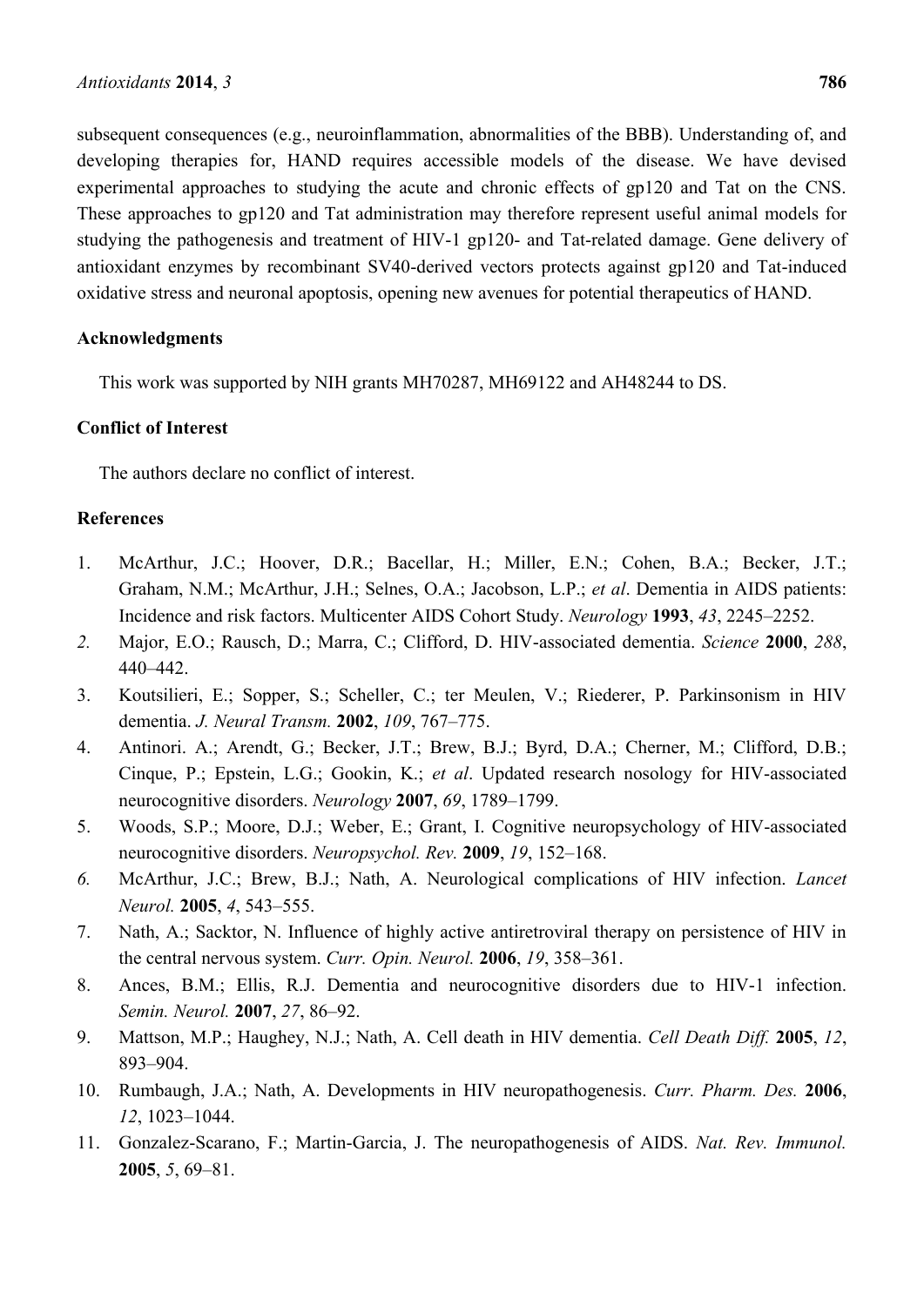subsequent consequences (e.g., neuroinflammation, abnormalities of the BBB). Understanding of, and developing therapies for, HAND requires accessible models of the disease. We have devised experimental approaches to studying the acute and chronic effects of gp120 and Tat on the CNS. These approaches to gp120 and Tat administration may therefore represent useful animal models for studying the pathogenesis and treatment of HIV-1 gp120- and Tat-related damage. Gene delivery of antioxidant enzymes by recombinant SV40-derived vectors protects against gp120 and Tat-induced oxidative stress and neuronal apoptosis, opening new avenues for potential therapeutics of HAND.

## Acknowledgments

This work was supported by NIH grants MH70287, MH69122 and AH48244 to DS.

## Conflict of Interest

The authors declare no conflict of interest.

## References

1. McArthur, J.C.; Hoover, D.R.; Bacellar, H.; Miller, E.N.; Cohen, B.A.; Becker, J.T.; Graham, N.M.; McArthur, J.H.; Selnes, O.A.; Jacobson, L.P.; *et al*. Dementia in AIDS patients: Incidence and risk factors. Multicenter AIDS Cohort Study. *Neurology* **1993**, *43*, 2245–2252.
2. Major, E.O.; Rausch, D.; Marra, C.; Clifford, D. HIV-associated dementia. *Science* **2000**, *288*, 440–442.
3. Koutsilieri, E.; Sopper, S.; Scheller, C.; ter Meulen, V.; Riederer, P. Parkinsonism in HIV dementia. *J. Neural Transm.* **2002**, *109*, 767–775.
4. Antinori. A.; Arendt, G.; Becker, J.T.; Brew, B.J.; Byrd, D.A.; Cherner, M.; Clifford, D.B.; Cinque, P.; Epstein, L.G.; Gookin, K.; *et al*. Updated research nosology for HIV-associated neurocognitive disorders. *Neurology* **2007**, *69*, 1789–1799.
5. Woods, S.P.; Moore, D.J.; Weber, E.; Grant, I. Cognitive neuropsychology of HIV-associated neurocognitive disorders. *Neuropsychol. Rev.* **2009**, *19*, 152–168.
6. McArthur, J.C.; Brew, B.J.; Nath, A. Neurological complications of HIV infection. *Lancet Neurol.* **2005**, *4*, 543–555.
7. Nath, A.; Sacktor, N. Influence of highly active antiretroviral therapy on persistence of HIV in the central nervous system. *Curr. Opin. Neurol.* **2006**, *19*, 358–361.
8. Ances, B.M.; Ellis, R.J. Dementia and neurocognitive disorders due to HIV-1 infection. *Semin. Neurol.* **2007**, *27*, 86–92.
9. Mattson, M.P.; Haughey, N.J.; Nath, A. Cell death in HIV dementia. *Cell Death Diff.* **2005**, *12*, 893–904.
10. Rumbaugh, J.A.; Nath, A. Developments in HIV neuropathogenesis. *Curr. Pharm. Des.* **2006**, *12*, 1023–1044.
11. Gonzalez-Scarano, F.; Martin-Garcia, J. The neuropathogenesis of AIDS. *Nat. Rev. Immunol.* **2005**, *5*, 69–81.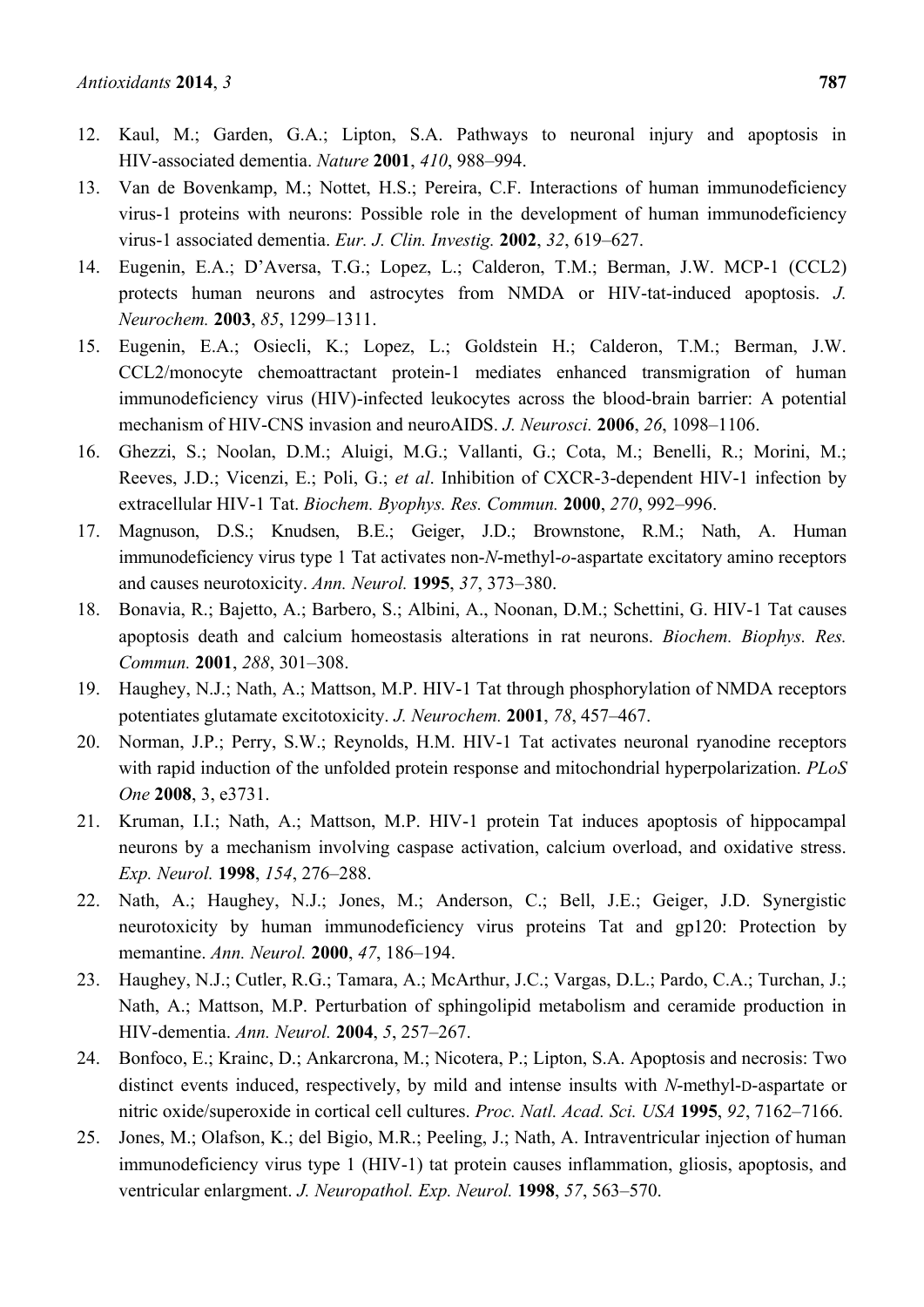12. Kaul, M.; Garden, G.A.; Lipton, S.A. Pathways to neuronal injury and apoptosis in HIV-associated dementia. *Nature* **2001**, *410*, 988–994.
13. Van de Bovenkamp, M.; Nottet, H.S.; Pereira, C.F. Interactions of human immunodeficiency virus-1 proteins with neurons: Possible role in the development of human immunodeficiency virus-1 associated dementia. *Eur. J. Clin. Investig.* **2002**, *32*, 619–627.
14. Eugenin, E.A.; D'Aversa, T.G.; Lopez, L.; Calderon, T.M.; Berman, J.W. MCP-1 (CCL2) protects human neurons and astrocytes from NMDA or HIV-tat-induced apoptosis. *J. Neurochem.* **2003**, *85*, 1299–1311.
15. Eugenin, E.A.; Osiecli, K.; Lopez, L.; Goldstein H.; Calderon, T.M.; Berman, J.W. CCL2/monocyte chemoattractant protein-1 mediates enhanced transmigration of human immunodeficiency virus (HIV)-infected leukocytes across the blood-brain barrier: A potential mechanism of HIV-CNS invasion and neuroAIDS. *J. Neurosci.* **2006**, *26*, 1098–1106.
16. Ghezzi, S.; Noolan, D.M.; Aluigi, M.G.; Vallanti, G.; Cota, M.; Benelli, R.; Morini, M.; Reeves, J.D.; Vicenzi, E.; Poli, G.; *et al*. Inhibition of CXCR-3-dependent HIV-1 infection by extracellular HIV-1 Tat. *Biochem. Byophys. Res. Commun.* **2000**, *270*, 992–996.
17. Magnuson, D.S.; Knudsen, B.E.; Geiger, J.D.; Brownstone, R.M.; Nath, A. Human immunodeficiency virus type 1 Tat activates non-*N*-methyl-*o*-aspartate excitatory amino receptors and causes neurotoxicity. *Ann. Neurol.* **1995**, *37*, 373–380.
18. Bonavia, R.; Bajetto, A.; Barbero, S.; Albini, A., Noonan, D.M.; Schettini, G. HIV-1 Tat causes apoptosis death and calcium homeostasis alterations in rat neurons. *Biochem. Biophys. Res. Commun.* **2001**, *288*, 301–308.
19. Haughey, N.J.; Nath, A.; Mattson, M.P. HIV-1 Tat through phosphorylation of NMDA receptors potentiates glutamate excitotoxicity. *J. Neurochem.* **2001**, *78*, 457–467.
20. Norman, J.P.; Perry, S.W.; Reynolds, H.M. HIV-1 Tat activates neuronal ryanodine receptors with rapid induction of the unfolded protein response and mitochondrial hyperpolarization. *PLoS One* **2008**, 3, e3731.
21. Kruman, I.I.; Nath, A.; Mattson, M.P. HIV-1 protein Tat induces apoptosis of hippocampal neurons by a mechanism involving caspase activation, calcium overload, and oxidative stress. *Exp. Neurol.* **1998**, *154*, 276–288.
22. Nath, A.; Haughey, N.J.; Jones, M.; Anderson, C.; Bell, J.E.; Geiger, J.D. Synergistic neurotoxicity by human immunodeficiency virus proteins Tat and gp120: Protection by memantine. *Ann. Neurol.* **2000**, *47*, 186–194.
23. Haughey, N.J.; Cutler, R.G.; Tamara, A.; McArthur, J.C.; Vargas, D.L.; Pardo, C.A.; Turchan, J.; Nath, A.; Mattson, M.P. Perturbation of sphingolipid metabolism and ceramide production in HIV-dementia. *Ann. Neurol.* **2004**, *5*, 257–267.
24. Bonfoco, E.; Krainc, D.; Ankarcrona, M.; Nicotera, P.; Lipton, S.A. Apoptosis and necrosis: Two distinct events induced, respectively, by mild and intense insults with *N*-methyl-D-aspartate or nitric oxide/superoxide in cortical cell cultures. *Proc. Natl. Acad. Sci. USA* **1995**, *92*, 7162–7166.
25. Jones, M.; Olafson, K.; del Bigio, M.R.; Peeling, J.; Nath, A. Intraventricular injection of human immunodeficiency virus type 1 (HIV-1) tat protein causes inflammation, gliosis, apoptosis, and ventricular enlargment. *J. Neuropathol. Exp. Neurol.* **1998**, *57*, 563–570.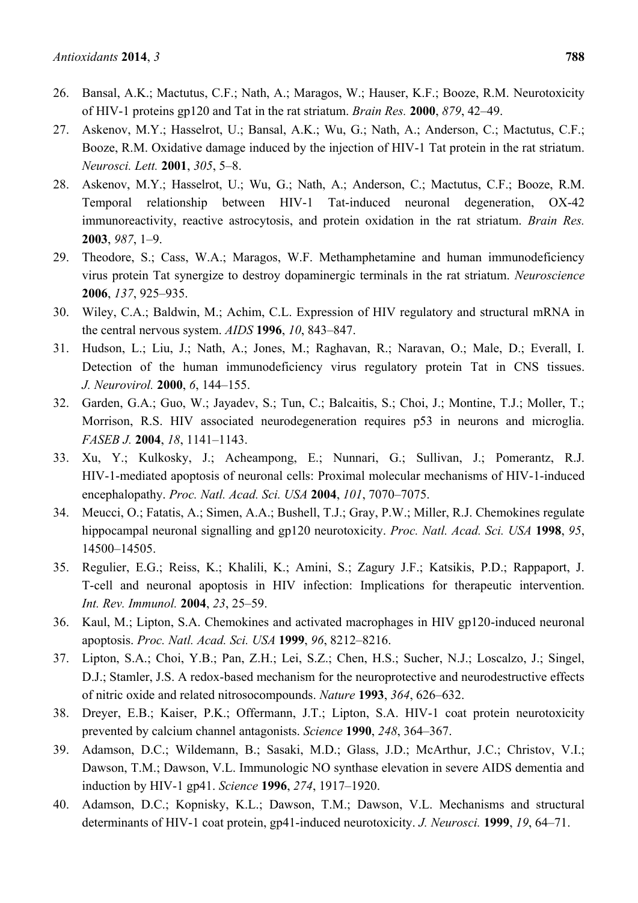26. Bansal, A.K.; Mactutus, C.F.; Nath, A.; Maragos, W.; Hauser, K.F.; Booze, R.M. Neurotoxicity of HIV-1 proteins gp120 and Tat in the rat striatum. *Brain Res.* **2000**, *879*, 42–49.
27. Askenov, M.Y.; Hasselrot, U.; Bansal, A.K.; Wu, G.; Nath, A.; Anderson, C.; Mactutus, C.F.; Booze, R.M. Oxidative damage induced by the injection of HIV-1 Tat protein in the rat striatum. *Neurosci. Lett.* **2001**, *305*, 5–8.
28. Askenov, M.Y.; Hasselrot, U.; Wu, G.; Nath, A.; Anderson, C.; Mactutus, C.F.; Booze, R.M. Temporal relationship between HIV-1 Tat-induced neuronal degeneration, OX-42 immunoreactivity, reactive astrocytosis, and protein oxidation in the rat striatum. *Brain Res.* **2003**, *987*, 1–9.
29. Theodore, S.; Cass, W.A.; Maragos, W.F. Methamphetamine and human immunodeficiency virus protein Tat synergize to destroy dopaminergic terminals in the rat striatum. *Neuroscience* **2006**, *137*, 925–935.
30. Wiley, C.A.; Baldwin, M.; Achim, C.L. Expression of HIV regulatory and structural mRNA in the central nervous system. *AIDS* **1996**, *10*, 843–847.
31. Hudson, L.; Liu, J.; Nath, A.; Jones, M.; Raghavan, R.; Naravan, O.; Male, D.; Everall, I. Detection of the human immunodeficiency virus regulatory protein Tat in CNS tissues. *J. Neurovirol.* **2000**, *6*, 144–155.
32. Garden, G.A.; Guo, W.; Jayadev, S.; Tun, C.; Balcaitis, S.; Choi, J.; Montine, T.J.; Moller, T.; Morrison, R.S. HIV associated neurodegeneration requires p53 in neurons and microglia. *FASEB J.* **2004**, *18*, 1141–1143.
33. Xu, Y.; Kulkosky, J.; Acheampong, E.; Nunnari, G.; Sullivan, J.; Pomerantz, R.J. HIV-1-mediated apoptosis of neuronal cells: Proximal molecular mechanisms of HIV-1-induced encephalopathy. *Proc. Natl. Acad. Sci. USA* **2004**, *101*, 7070–7075.
34. Meucci, O.; Fatatis, A.; Simen, A.A.; Bushell, T.J.; Gray, P.W.; Miller, R.J. Chemokines regulate hippocampal neuronal signalling and gp120 neurotoxicity. *Proc. Natl. Acad. Sci. USA* **1998**, *95*, 14500–14505.
35. Regulier, E.G.; Reiss, K.; Khalili, K.; Amini, S.; Zagury J.F.; Katsikis, P.D.; Rappaport, J. T-cell and neuronal apoptosis in HIV infection: Implications for therapeutic intervention. *Int. Rev. Immunol.* **2004**, *23*, 25–59.
36. Kaul, M.; Lipton, S.A. Chemokines and activated macrophages in HIV gp120-induced neuronal apoptosis. *Proc. Natl. Acad. Sci. USA* **1999**, *96*, 8212–8216.
37. Lipton, S.A.; Choi, Y.B.; Pan, Z.H.; Lei, S.Z.; Chen, H.S.; Sucher, N.J.; Loscalzo, J.; Singel, D.J.; Stamler, J.S. A redox-based mechanism for the neuroprotective and neurodestructive effects of nitric oxide and related nitrosocompounds. *Nature* **1993**, *364*, 626–632.
38. Dreyer, E.B.; Kaiser, P.K.; Offermann, J.T.; Lipton, S.A. HIV-1 coat protein neurotoxicity prevented by calcium channel antagonists. *Science* **1990**, *248*, 364–367.
39. Adamson, D.C.; Wildemann, B.; Sasaki, M.D.; Glass, J.D.; McArthur, J.C.; Christov, V.I.; Dawson, T.M.; Dawson, V.L. Immunologic NO synthase elevation in severe AIDS dementia and induction by HIV-1 gp41. *Science* **1996**, *274*, 1917–1920.
40. Adamson, D.C.; Kopnisky, K.L.; Dawson, T.M.; Dawson, V.L. Mechanisms and structural determinants of HIV-1 coat protein, gp41-induced neurotoxicity. *J. Neurosci.* **1999**, *19*, 64–71.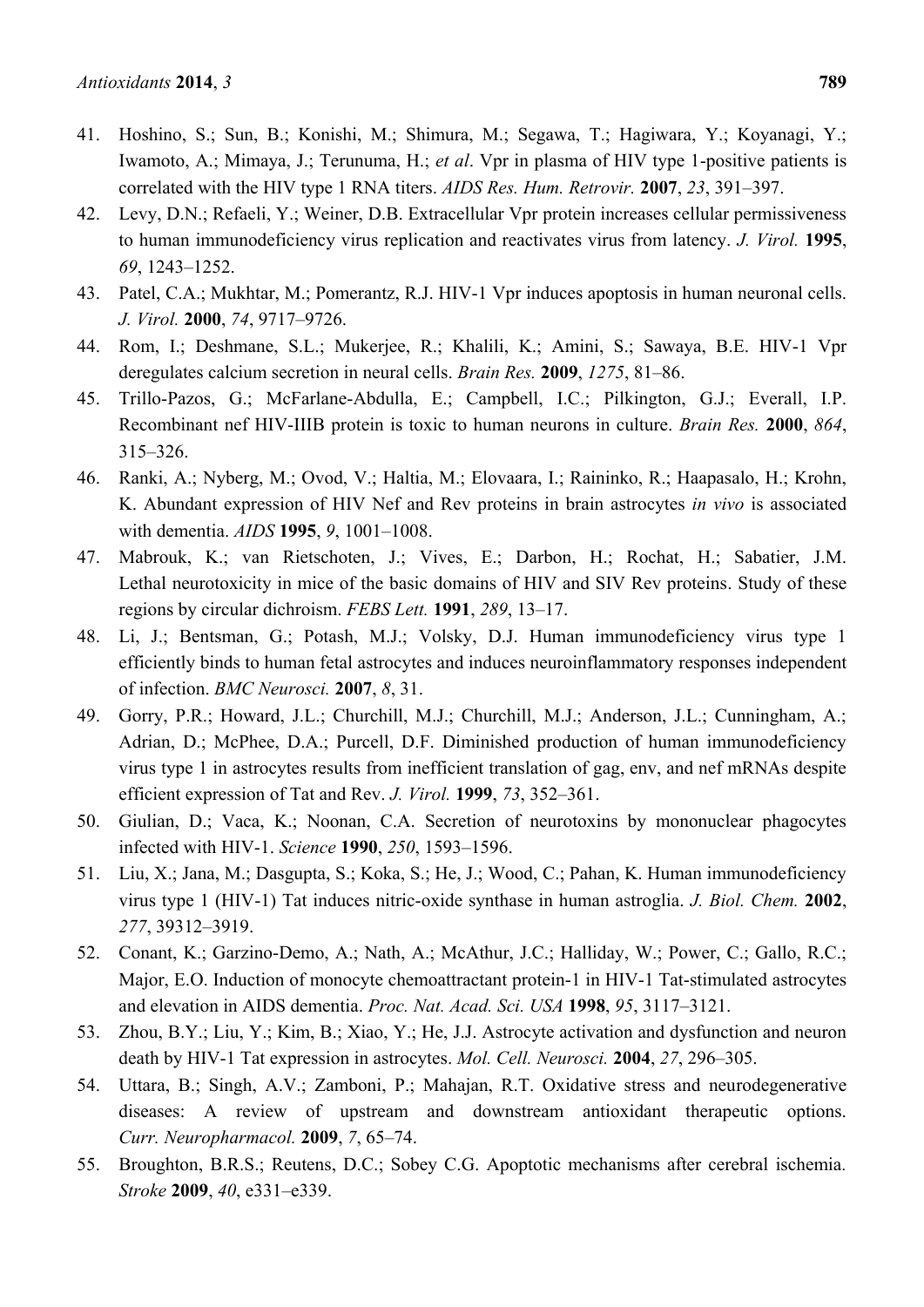41. Hoshino, S.; Sun, B.; Konishi, M.; Shimura, M.; Segawa, T.; Hagiwara, Y.; Koyanagi, Y.; Iwamoto, A.; Mimaya, J.; Terunuma, H.; *et al*. Vpr in plasma of HIV type 1-positive patients is correlated with the HIV type 1 RNA titers. *AIDS Res. Hum. Retrovir.* **2007**, *23*, 391–397.
42. Levy, D.N.; Refaeli, Y.; Weiner, D.B. Extracellular Vpr protein increases cellular permissiveness to human immunodeficiency virus replication and reactivates virus from latency. *J. Virol.* **1995**, *69*, 1243–1252.
43. Patel, C.A.; Mukhtar, M.; Pomerantz, R.J. HIV-1 Vpr induces apoptosis in human neuronal cells. *J. Virol.* **2000**, *74*, 9717–9726.
44. Rom, I.; Deshmane, S.L.; Mukerjee, R.; Khalili, K.; Amini, S.; Sawaya, B.E. HIV-1 Vpr deregulates calcium secretion in neural cells. *Brain Res.* **2009**, *1275*, 81–86.
45. Trillo-Pazos, G.; McFarlane-Abdulla, E.; Campbell, I.C.; Pilkington, G.J.; Everall, I.P. Recombinant nef HIV-IIIB protein is toxic to human neurons in culture. *Brain Res.* **2000**, *864*, 315–326.
46. Ranki, A.; Nyberg, M.; Ovod, V.; Haltia, M.; Elovaara, I.; Raininko, R.; Haapasalo, H.; Krohn, K. Abundant expression of HIV Nef and Rev proteins in brain astrocytes *in vivo* is associated with dementia. *AIDS* **1995**, *9*, 1001–1008.
47. Mabrouk, K.; van Rietschoten, J.; Vives, E.; Darbon, H.; Rochat, H.; Sabatier, J.M. Lethal neurotoxicity in mice of the basic domains of HIV and SIV Rev proteins. Study of these regions by circular dichroism. *FEBS Lett.* **1991**, *289*, 13–17.
48. Li, J.; Bentsman, G.; Potash, M.J.; Volsky, D.J. Human immunodeficiency virus type 1 efficiently binds to human fetal astrocytes and induces neuroinflammatory responses independent of infection. *BMC Neurosci.* **2007**, *8*, 31.
49. Gorry, P.R.; Howard, J.L.; Churchill, M.J.; Churchill, M.J.; Anderson, J.L.; Cunningham, A.; Adrian, D.; McPhee, D.A.; Purcell, D.F. Diminished production of human immunodeficiency virus type 1 in astrocytes results from inefficient translation of gag, env, and nef mRNAs despite efficient expression of Tat and Rev. *J. Virol.* **1999**, *73*, 352–361.
50. Giulian, D.; Vaca, K.; Noonan, C.A. Secretion of neurotoxins by mononuclear phagocytes infected with HIV-1. *Science* **1990**, *250*, 1593–1596.
51. Liu, X.; Jana, M.; Dasgupta, S.; Koka, S.; He, J.; Wood, C.; Pahan, K. Human immunodeficiency virus type 1 (HIV-1) Tat induces nitric-oxide synthase in human astroglia. *J. Biol. Chem.* **2002**, *277*, 39312–3919.
52. Conant, K.; Garzino-Demo, A.; Nath, A.; McAthur, J.C.; Halliday, W.; Power, C.; Gallo, R.C.; Major, E.O. Induction of monocyte chemoattractant protein-1 in HIV-1 Tat-stimulated astrocytes and elevation in AIDS dementia. *Proc. Nat. Acad. Sci. USA* **1998**, *95*, 3117–3121.
53. Zhou, B.Y.; Liu, Y.; Kim, B.; Xiao, Y.; He, J.J. Astrocyte activation and dysfunction and neuron death by HIV-1 Tat expression in astrocytes. *Mol. Cell. Neurosci.* **2004**, *27*, 296–305.
54. Uttara, B.; Singh, A.V.; Zamboni, P.; Mahajan, R.T. Oxidative stress and neurodegenerative diseases: A review of upstream and downstream antioxidant therapeutic options. *Curr. Neuropharmacol.* **2009**, *7*, 65–74.
55. Broughton, B.R.S.; Reutens, D.C.; Sobey C.G. Apoptotic mechanisms after cerebral ischemia. *Stroke* **2009**, *40*, e331–e339.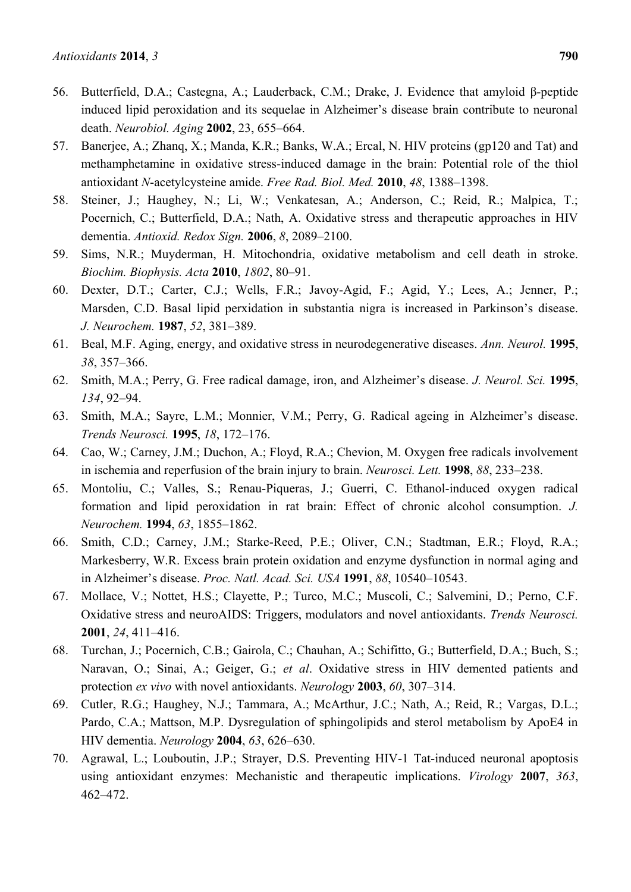56. Butterfield, D.A.; Castegna, A.; Lauderback, C.M.; Drake, J. Evidence that amyloid β-peptide induced lipid peroxidation and its sequelae in Alzheimer's disease brain contribute to neuronal death. *Neurobiol. Aging* **2002**, 23, 655–664.
57. Banerjee, A.; Zhanq, X.; Manda, K.R.; Banks, W.A.; Ercal, N. HIV proteins (gp120 and Tat) and methamphetamine in oxidative stress-induced damage in the brain: Potential role of the thiol antioxidant *N*-acetylcysteine amide. *Free Rad. Biol. Med.* **2010**, *48*, 1388–1398.
58. Steiner, J.; Haughey, N.; Li, W.; Venkatesan, A.; Anderson, C.; Reid, R.; Malpica, T.; Pocernich, C.; Butterfield, D.A.; Nath, A. Oxidative stress and therapeutic approaches in HIV dementia. *Antioxid. Redox Sign.* **2006**, *8*, 2089–2100.
59. Sims, N.R.; Muyderman, H. Mitochondria, oxidative metabolism and cell death in stroke. *Biochim. Biophysis. Acta* **2010**, *1802*, 80–91.
60. Dexter, D.T.; Carter, C.J.; Wells, F.R.; Javoy-Agid, F.; Agid, Y.; Lees, A.; Jenner, P.; Marsden, C.D. Basal lipid perxidation in substantia nigra is increased in Parkinson's disease. *J. Neurochem.* **1987**, *52*, 381–389.
61. Beal, M.F. Aging, energy, and oxidative stress in neurodegenerative diseases. *Ann. Neurol.* **1995**, *38*, 357–366.
62. Smith, M.A.; Perry, G. Free radical damage, iron, and Alzheimer's disease. *J. Neurol. Sci.* **1995**, *134*, 92–94.
63. Smith, M.A.; Sayre, L.M.; Monnier, V.M.; Perry, G. Radical ageing in Alzheimer's disease. *Trends Neurosci.* **1995**, *18*, 172–176.
64. Cao, W.; Carney, J.M.; Duchon, A.; Floyd, R.A.; Chevion, M. Oxygen free radicals involvement in ischemia and reperfusion of the brain injury to brain. *Neurosci. Lett.* **1998**, *88*, 233–238.
65. Montoliu, C.; Valles, S.; Renau-Piqueras, J.; Guerri, C. Ethanol-induced oxygen radical formation and lipid peroxidation in rat brain: Effect of chronic alcohol consumption. *J. Neurochem.* **1994**, *63*, 1855–1862.
66. Smith, C.D.; Carney, J.M.; Starke-Reed, P.E.; Oliver, C.N.; Stadtman, E.R.; Floyd, R.A.; Markesberry, W.R. Excess brain protein oxidation and enzyme dysfunction in normal aging and in Alzheimer's disease. *Proc. Natl. Acad. Sci. USA* **1991**, *88*, 10540–10543.
67. Mollace, V.; Nottet, H.S.; Clayette, P.; Turco, M.C.; Muscoli, C.; Salvemini, D.; Perno, C.F. Oxidative stress and neuroAIDS: Triggers, modulators and novel antioxidants. *Trends Neurosci.* **2001**, *24*, 411–416.
68. Turchan, J.; Pocernich, C.B.; Gairola, C.; Chauhan, A.; Schifitto, G.; Butterfield, D.A.; Buch, S.; Naravan, O.; Sinai, A.; Geiger, G.; *et al*. Oxidative stress in HIV demented patients and protection *ex vivo* with novel antioxidants. *Neurology* **2003**, *60*, 307–314.
69. Cutler, R.G.; Haughey, N.J.; Tammara, A.; McArthur, J.C.; Nath, A.; Reid, R.; Vargas, D.L.; Pardo, C.A.; Mattson, M.P. Dysregulation of sphingolipids and sterol metabolism by ApoE4 in HIV dementia. *Neurology* **2004**, *63*, 626–630.
70. Agrawal, L.; Louboutin, J.P.; Strayer, D.S. Preventing HIV-1 Tat-induced neuronal apoptosis using antioxidant enzymes: Mechanistic and therapeutic implications. *Virology* **2007**, *363*, 462–472.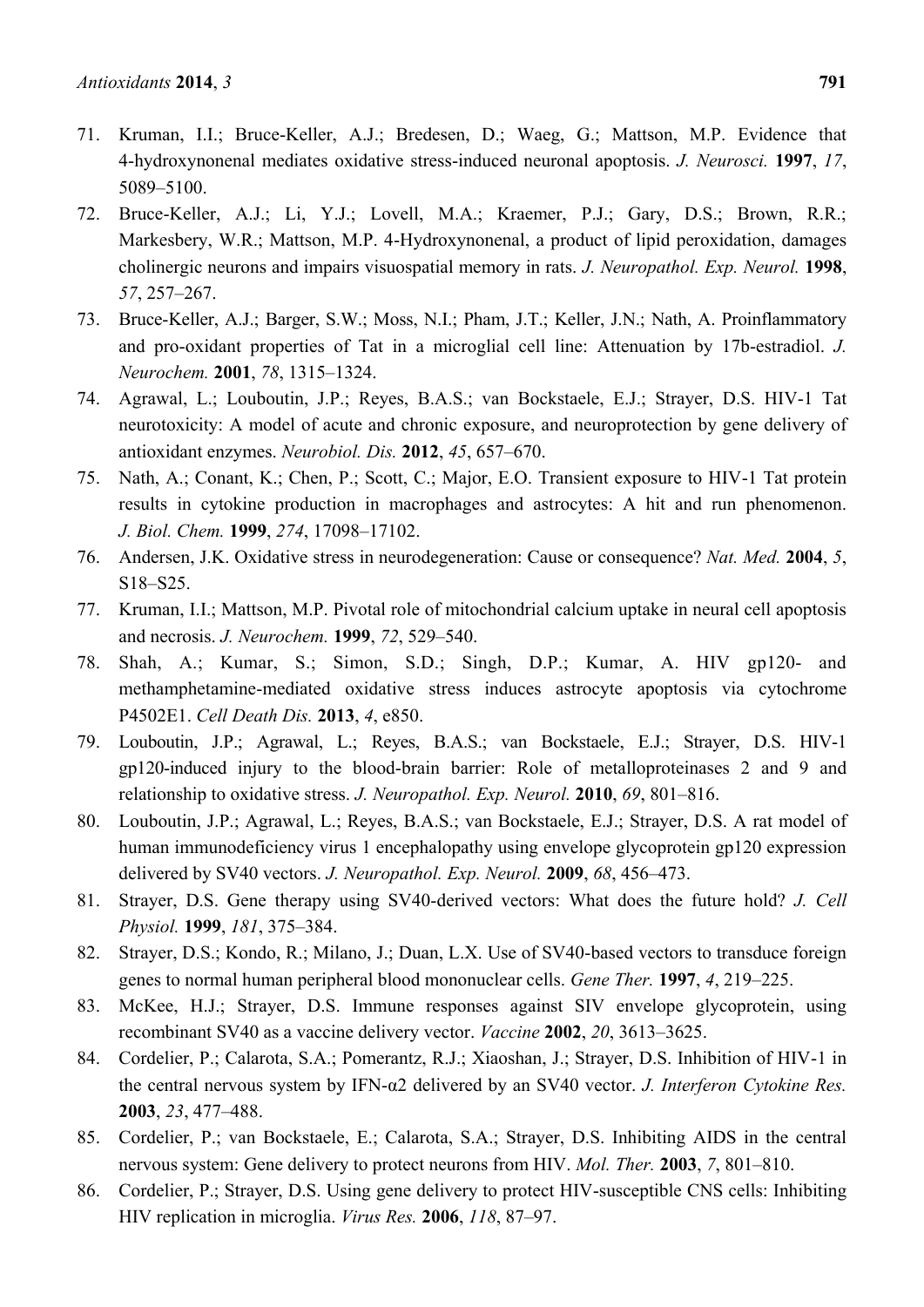71. Kruman, I.I.; Bruce-Keller, A.J.; Bredesen, D.; Waeg, G.; Mattson, M.P. Evidence that 4-hydroxynonenal mediates oxidative stress-induced neuronal apoptosis. *J. Neurosci.* **1997**, *17*, 5089–5100.
72. Bruce-Keller, A.J.; Li, Y.J.; Lovell, M.A.; Kraemer, P.J.; Gary, D.S.; Brown, R.R.; Markesbery, W.R.; Mattson, M.P. 4-Hydroxynonenal, a product of lipid peroxidation, damages cholinergic neurons and impairs visuospatial memory in rats. *J. Neuropathol. Exp. Neurol.* **1998**, *57*, 257–267.
73. Bruce-Keller, A.J.; Barger, S.W.; Moss, N.I.; Pham, J.T.; Keller, J.N.; Nath, A. Proinflammatory and pro-oxidant properties of Tat in a microglial cell line: Attenuation by 17b-estradiol. *J. Neurochem.* **2001**, *78*, 1315–1324.
74. Agrawal, L.; Louboutin, J.P.; Reyes, B.A.S.; van Bockstaele, E.J.; Strayer, D.S. HIV-1 Tat neurotoxicity: A model of acute and chronic exposure, and neuroprotection by gene delivery of antioxidant enzymes. *Neurobiol. Dis.* **2012**, *45*, 657–670.
75. Nath, A.; Conant, K.; Chen, P.; Scott, C.; Major, E.O. Transient exposure to HIV-1 Tat protein results in cytokine production in macrophages and astrocytes: A hit and run phenomenon. *J. Biol. Chem.* **1999**, *274*, 17098–17102.
76. Andersen, J.K. Oxidative stress in neurodegeneration: Cause or consequence? *Nat. Med.* **2004**, *5*, S18–S25.
77. Kruman, I.I.; Mattson, M.P. Pivotal role of mitochondrial calcium uptake in neural cell apoptosis and necrosis. *J. Neurochem.* **1999**, *72*, 529–540.
78. Shah, A.; Kumar, S.; Simon, S.D.; Singh, D.P.; Kumar, A. HIV gp120- and methamphetamine-mediated oxidative stress induces astrocyte apoptosis via cytochrome P4502E1. *Cell Death Dis.* **2013**, *4*, e850.
79. Louboutin, J.P.; Agrawal, L.; Reyes, B.A.S.; van Bockstaele, E.J.; Strayer, D.S. HIV-1 gp120-induced injury to the blood-brain barrier: Role of metalloproteinases 2 and 9 and relationship to oxidative stress. *J. Neuropathol. Exp. Neurol.* **2010**, *69*, 801–816.
80. Louboutin, J.P.; Agrawal, L.; Reyes, B.A.S.; van Bockstaele, E.J.; Strayer, D.S. A rat model of human immunodeficiency virus 1 encephalopathy using envelope glycoprotein gp120 expression delivered by SV40 vectors. *J. Neuropathol. Exp. Neurol.* **2009**, *68*, 456–473.
81. Strayer, D.S. Gene therapy using SV40-derived vectors: What does the future hold? *J. Cell Physiol.* **1999**, *181*, 375–384.
82. Strayer, D.S.; Kondo, R.; Milano, J.; Duan, L.X. Use of SV40-based vectors to transduce foreign genes to normal human peripheral blood mononuclear cells. *Gene Ther.* **1997**, *4*, 219–225.
83. McKee, H.J.; Strayer, D.S. Immune responses against SIV envelope glycoprotein, using recombinant SV40 as a vaccine delivery vector. *Vaccine* **2002**, *20*, 3613–3625.
84. Cordelier, P.; Calarota, S.A.; Pomerantz, R.J.; Xiaoshan, J.; Strayer, D.S. Inhibition of HIV-1 in the central nervous system by IFN-α2 delivered by an SV40 vector. *J. Interferon Cytokine Res.* **2003**, *23*, 477–488.
85. Cordelier, P.; van Bockstaele, E.; Calarota, S.A.; Strayer, D.S. Inhibiting AIDS in the central nervous system: Gene delivery to protect neurons from HIV. *Mol. Ther.* **2003**, *7*, 801–810.
86. Cordelier, P.; Strayer, D.S. Using gene delivery to protect HIV-susceptible CNS cells: Inhibiting HIV replication in microglia. *Virus Res.* **2006**, *118*, 87–97.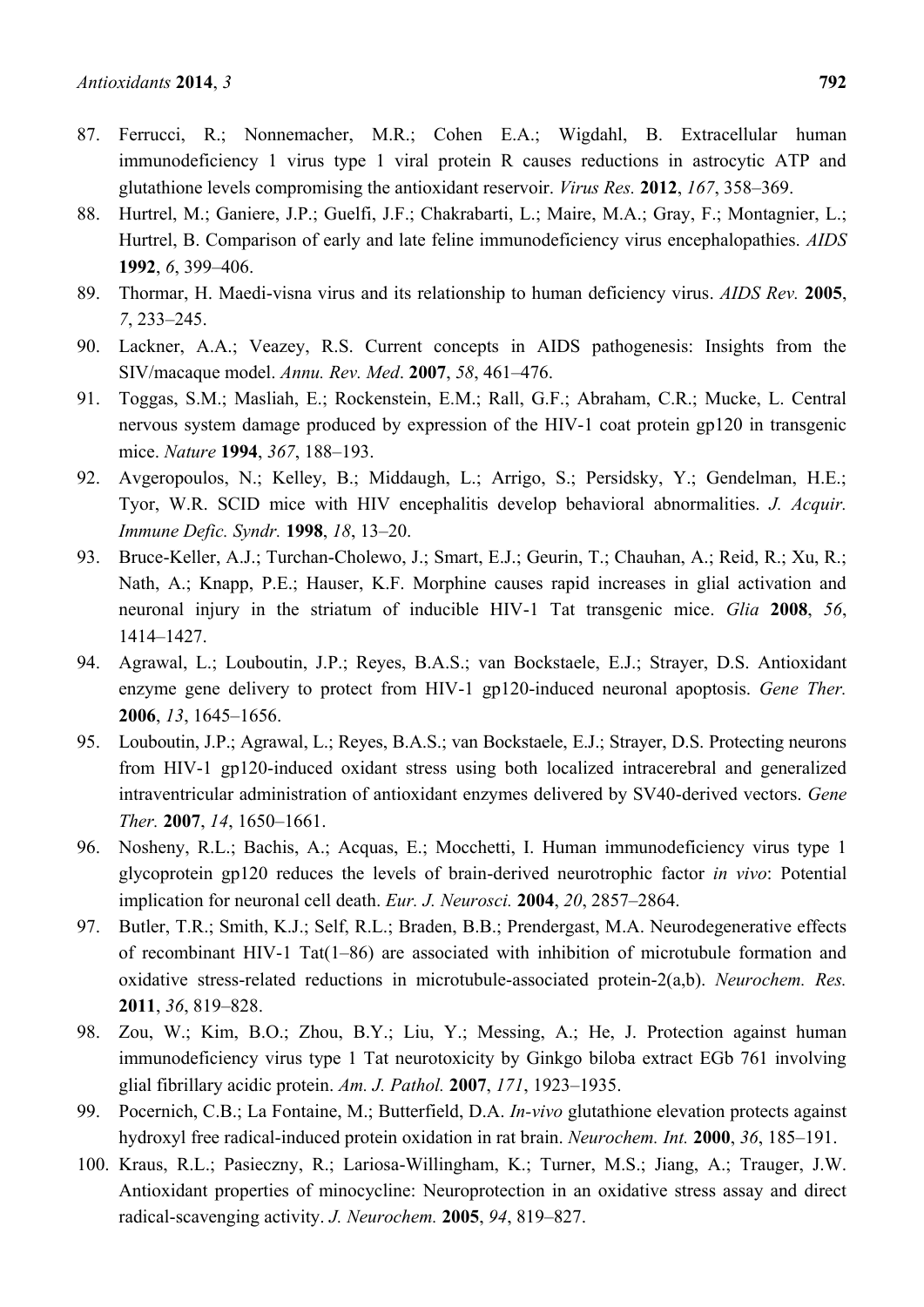87. Ferrucci, R.; Nonnemacher, M.R.; Cohen E.A.; Wigdahl, B. Extracellular human immunodeficiency 1 virus type 1 viral protein R causes reductions in astrocytic ATP and glutathione levels compromising the antioxidant reservoir. *Virus Res.* **2012**, *167*, 358–369.
88. Hurtrel, M.; Ganiere, J.P.; Guelfi, J.F.; Chakrabarti, L.; Maire, M.A.; Gray, F.; Montagnier, L.; Hurtrel, B. Comparison of early and late feline immunodeficiency virus encephalopathies. *AIDS* **1992**, *6*, 399–406.
89. Thormar, H. Maedi-visna virus and its relationship to human deficiency virus. *AIDS Rev.* **2005**, *7*, 233–245.
90. Lackner, A.A.; Veazey, R.S. Current concepts in AIDS pathogenesis: Insights from the SIV/macaque model. *Annu. Rev. Med*. **2007**, *58*, 461–476.
91. Toggas, S.M.; Masliah, E.; Rockenstein, E.M.; Rall, G.F.; Abraham, C.R.; Mucke, L. Central nervous system damage produced by expression of the HIV-1 coat protein gp120 in transgenic mice. *Nature* **1994**, *367*, 188–193.
92. Avgeropoulos, N.; Kelley, B.; Middaugh, L.; Arrigo, S.; Persidsky, Y.; Gendelman, H.E.; Tyor, W.R. SCID mice with HIV encephalitis develop behavioral abnormalities. *J. Acquir. Immune Defic. Syndr.* **1998**, *18*, 13–20.
93. Bruce-Keller, A.J.; Turchan-Cholewo, J.; Smart, E.J.; Geurin, T.; Chauhan, A.; Reid, R.; Xu, R.; Nath, A.; Knapp, P.E.; Hauser, K.F. Morphine causes rapid increases in glial activation and neuronal injury in the striatum of inducible HIV-1 Tat transgenic mice. *Glia* **2008**, *56*, 1414–1427.
94. Agrawal, L.; Louboutin, J.P.; Reyes, B.A.S.; van Bockstaele, E.J.; Strayer, D.S. Antioxidant enzyme gene delivery to protect from HIV-1 gp120-induced neuronal apoptosis. *Gene Ther.* **2006**, *13*, 1645–1656.
95. Louboutin, J.P.; Agrawal, L.; Reyes, B.A.S.; van Bockstaele, E.J.; Strayer, D.S. Protecting neurons from HIV-1 gp120-induced oxidant stress using both localized intracerebral and generalized intraventricular administration of antioxidant enzymes delivered by SV40-derived vectors. *Gene Ther.* **2007**, *14*, 1650–1661.
96. Nosheny, R.L.; Bachis, A.; Acquas, E.; Mocchetti, I. Human immunodeficiency virus type 1 glycoprotein gp120 reduces the levels of brain-derived neurotrophic factor *in vivo*: Potential implication for neuronal cell death. *Eur. J. Neurosci.* **2004**, *20*, 2857–2864.
97. Butler, T.R.; Smith, K.J.; Self, R.L.; Braden, B.B.; Prendergast, M.A. Neurodegenerative effects of recombinant HIV-1 Tat(1–86) are associated with inhibition of microtubule formation and oxidative stress-related reductions in microtubule-associated protein-2(a,b). *Neurochem. Res.* **2011**, *36*, 819–828.
98. Zou, W.; Kim, B.O.; Zhou, B.Y.; Liu, Y.; Messing, A.; He, J. Protection against human immunodeficiency virus type 1 Tat neurotoxicity by Ginkgo biloba extract EGb 761 involving glial fibrillary acidic protein. *Am. J. Pathol.* **2007**, *171*, 1923–1935.
99. Pocernich, C.B.; La Fontaine, M.; Butterfield, D.A. *In-vivo* glutathione elevation protects against hydroxyl free radical-induced protein oxidation in rat brain. *Neurochem. Int.* **2000**, *36*, 185–191.
100. Kraus, R.L.; Pasieczny, R.; Lariosa-Willingham, K.; Turner, M.S.; Jiang, A.; Trauger, J.W. Antioxidant properties of minocycline: Neuroprotection in an oxidative stress assay and direct radical-scavenging activity. *J. Neurochem.* **2005**, *94*, 819–827.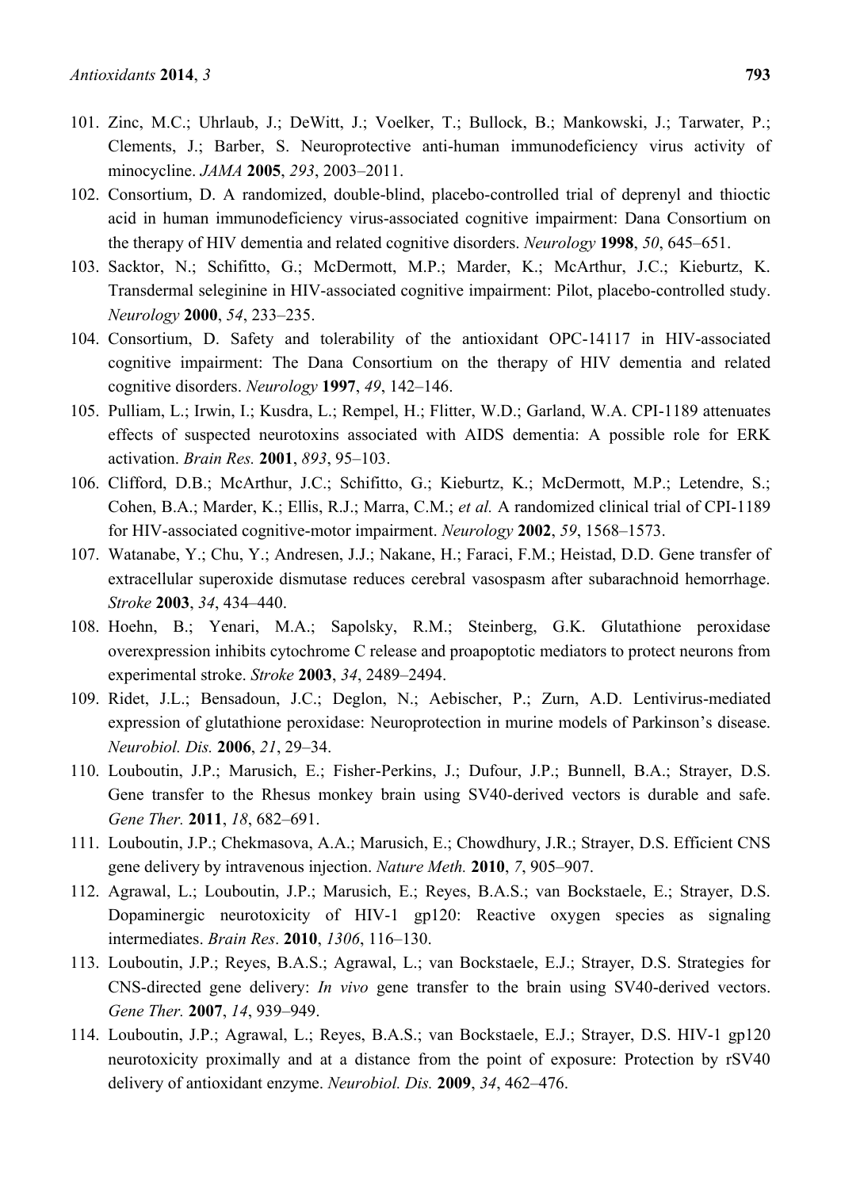101. Zinc, M.C.; Uhrlaub, J.; DeWitt, J.; Voelker, T.; Bullock, B.; Mankowski, J.; Tarwater, P.; Clements, J.; Barber, S. Neuroprotective anti-human immunodeficiency virus activity of minocycline. *JAMA* **2005**, *293*, 2003–2011.
102. Consortium, D. A randomized, double-blind, placebo-controlled trial of deprenyl and thioctic acid in human immunodeficiency virus-associated cognitive impairment: Dana Consortium on the therapy of HIV dementia and related cognitive disorders. *Neurology* **1998**, *50*, 645–651.
103. Sacktor, N.; Schifitto, G.; McDermott, M.P.; Marder, K.; McArthur, J.C.; Kieburtz, K. Transdermal seleginine in HIV-associated cognitive impairment: Pilot, placebo-controlled study. *Neurology* **2000**, *54*, 233–235.
104. Consortium, D. Safety and tolerability of the antioxidant OPC-14117 in HIV-associated cognitive impairment: The Dana Consortium on the therapy of HIV dementia and related cognitive disorders. *Neurology* **1997**, *49*, 142–146.
105. Pulliam, L.; Irwin, I.; Kusdra, L.; Rempel, H.; Flitter, W.D.; Garland, W.A. CPI-1189 attenuates effects of suspected neurotoxins associated with AIDS dementia: A possible role for ERK activation. *Brain Res.* **2001**, *893*, 95–103.
106. Clifford, D.B.; McArthur, J.C.; Schifitto, G.; Kieburtz, K.; McDermott, M.P.; Letendre, S.; Cohen, B.A.; Marder, K.; Ellis, R.J.; Marra, C.M.; *et al.* A randomized clinical trial of CPI-1189 for HIV-associated cognitive-motor impairment. *Neurology* **2002**, *59*, 1568–1573.
107. Watanabe, Y.; Chu, Y.; Andresen, J.J.; Nakane, H.; Faraci, F.M.; Heistad, D.D. Gene transfer of extracellular superoxide dismutase reduces cerebral vasospasm after subarachnoid hemorrhage. *Stroke* **2003**, *34*, 434–440.
108. Hoehn, B.; Yenari, M.A.; Sapolsky, R.M.; Steinberg, G.K. Glutathione peroxidase overexpression inhibits cytochrome C release and proapoptotic mediators to protect neurons from experimental stroke. *Stroke* **2003**, *34*, 2489–2494.
109. Ridet, J.L.; Bensadoun, J.C.; Deglon, N.; Aebischer, P.; Zurn, A.D. Lentivirus-mediated expression of glutathione peroxidase: Neuroprotection in murine models of Parkinson's disease. *Neurobiol. Dis.* **2006**, *21*, 29–34.
110. Louboutin, J.P.; Marusich, E.; Fisher-Perkins, J.; Dufour, J.P.; Bunnell, B.A.; Strayer, D.S. Gene transfer to the Rhesus monkey brain using SV40-derived vectors is durable and safe. *Gene Ther.* **2011**, *18*, 682–691.
111. Louboutin, J.P.; Chekmasova, A.A.; Marusich, E.; Chowdhury, J.R.; Strayer, D.S. Efficient CNS gene delivery by intravenous injection. *Nature Meth.* **2010**, *7*, 905–907.
112. Agrawal, L.; Louboutin, J.P.; Marusich, E.; Reyes, B.A.S.; van Bockstaele, E.; Strayer, D.S. Dopaminergic neurotoxicity of HIV-1 gp120: Reactive oxygen species as signaling intermediates. *Brain Res*. **2010**, *1306*, 116–130.
113. Louboutin, J.P.; Reyes, B.A.S.; Agrawal, L.; van Bockstaele, E.J.; Strayer, D.S. Strategies for CNS-directed gene delivery: *In vivo* gene transfer to the brain using SV40-derived vectors. *Gene Ther.* **2007**, *14*, 939–949.
114. Louboutin, J.P.; Agrawal, L.; Reyes, B.A.S.; van Bockstaele, E.J.; Strayer, D.S. HIV-1 gp120 neurotoxicity proximally and at a distance from the point of exposure: Protection by rSV40 delivery of antioxidant enzyme. *Neurobiol. Dis.* **2009**, *34*, 462–476.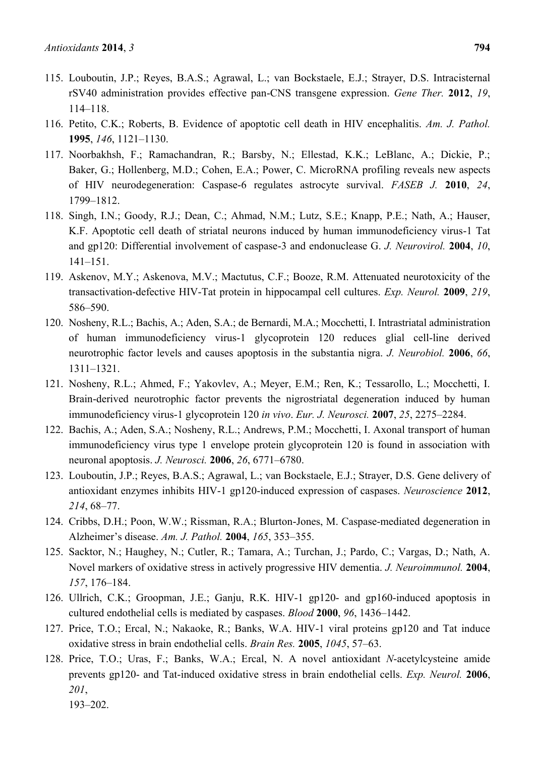115. Louboutin, J.P.; Reyes, B.A.S.; Agrawal, L.; van Bockstaele, E.J.; Strayer, D.S. Intracisternal rSV40 administration provides effective pan-CNS transgene expression. *Gene Ther.* **2012**, *19*, 114–118.
116. Petito, C.K.; Roberts, B. Evidence of apoptotic cell death in HIV encephalitis. *Am. J. Pathol.* **1995**, *146*, 1121–1130.
117. Noorbakhsh, F.; Ramachandran, R.; Barsby, N.; Ellestad, K.K.; LeBlanc, A.; Dickie, P.; Baker, G.; Hollenberg, M.D.; Cohen, E.A.; Power, C. MicroRNA profiling reveals new aspects of HIV neurodegeneration: Caspase-6 regulates astrocyte survival. *FASEB J.* **2010**, *24*, 1799–1812.
118. Singh, I.N.; Goody, R.J.; Dean, C.; Ahmad, N.M.; Lutz, S.E.; Knapp, P.E.; Nath, A.; Hauser, K.F. Apoptotic cell death of striatal neurons induced by human immunodeficiency virus-1 Tat and gp120: Differential involvement of caspase-3 and endonuclease G. *J. Neurovirol.* **2004**, *10*, 141–151.
119. Askenov, M.Y.; Askenova, M.V.; Mactutus, C.F.; Booze, R.M. Attenuated neurotoxicity of the transactivation-defective HIV-Tat protein in hippocampal cell cultures. *Exp. Neurol.* **2009**, *219*, 586–590.
120. Nosheny, R.L.; Bachis, A.; Aden, S.A.; de Bernardi, M.A.; Mocchetti, I. Intrastriatal administration of human immunodeficiency virus-1 glycoprotein 120 reduces glial cell-line derived neurotrophic factor levels and causes apoptosis in the substantia nigra. *J. Neurobiol.* **2006**, *66*, 1311–1321.
121. Nosheny, R.L.; Ahmed, F.; Yakovlev, A.; Meyer, E.M.; Ren, K.; Tessarollo, L.; Mocchetti, I. Brain-derived neurotrophic factor prevents the nigrostriatal degeneration induced by human immunodeficiency virus-1 glycoprotein 120 *in vivo*. *Eur. J. Neurosci.* **2007**, *25*, 2275–2284.
122. Bachis, A.; Aden, S.A.; Nosheny, R.L.; Andrews, P.M.; Mocchetti, I. Axonal transport of human immunodeficiency virus type 1 envelope protein glycoprotein 120 is found in association with neuronal apoptosis. *J. Neurosci.* **2006**, *26*, 6771–6780.
123. Louboutin, J.P.; Reyes, B.A.S.; Agrawal, L.; van Bockstaele, E.J.; Strayer, D.S. Gene delivery of antioxidant enzymes inhibits HIV-1 gp120-induced expression of caspases. *Neuroscience* **2012**, *214*, 68–77.
124. Cribbs, D.H.; Poon, W.W.; Rissman, R.A.; Blurton-Jones, M. Caspase-mediated degeneration in Alzheimer's disease. *Am. J. Pathol.* **2004**, *165*, 353–355.
125. Sacktor, N.; Haughey, N.; Cutler, R.; Tamara, A.; Turchan, J.; Pardo, C.; Vargas, D.; Nath, A. Novel markers of oxidative stress in actively progressive HIV dementia. *J. Neuroimmunol.* **2004**, *157*, 176–184.
126. Ullrich, C.K.; Groopman, J.E.; Ganju, R.K. HIV-1 gp120- and gp160-induced apoptosis in cultured endothelial cells is mediated by caspases. *Blood* **2000**, *96*, 1436–1442.
127. Price, T.O.; Ercal, N.; Nakaoke, R.; Banks, W.A. HIV-1 viral proteins gp120 and Tat induce oxidative stress in brain endothelial cells. *Brain Res.* **2005**, *1045*, 57–63.
128. Price, T.O.; Uras, F.; Banks, W.A.; Ercal, N. A novel antioxidant *N*-acetylcysteine amide prevents gp120- and Tat-induced oxidative stress in brain endothelial cells. *Exp. Neurol.* **2006**, *201*, 193–202.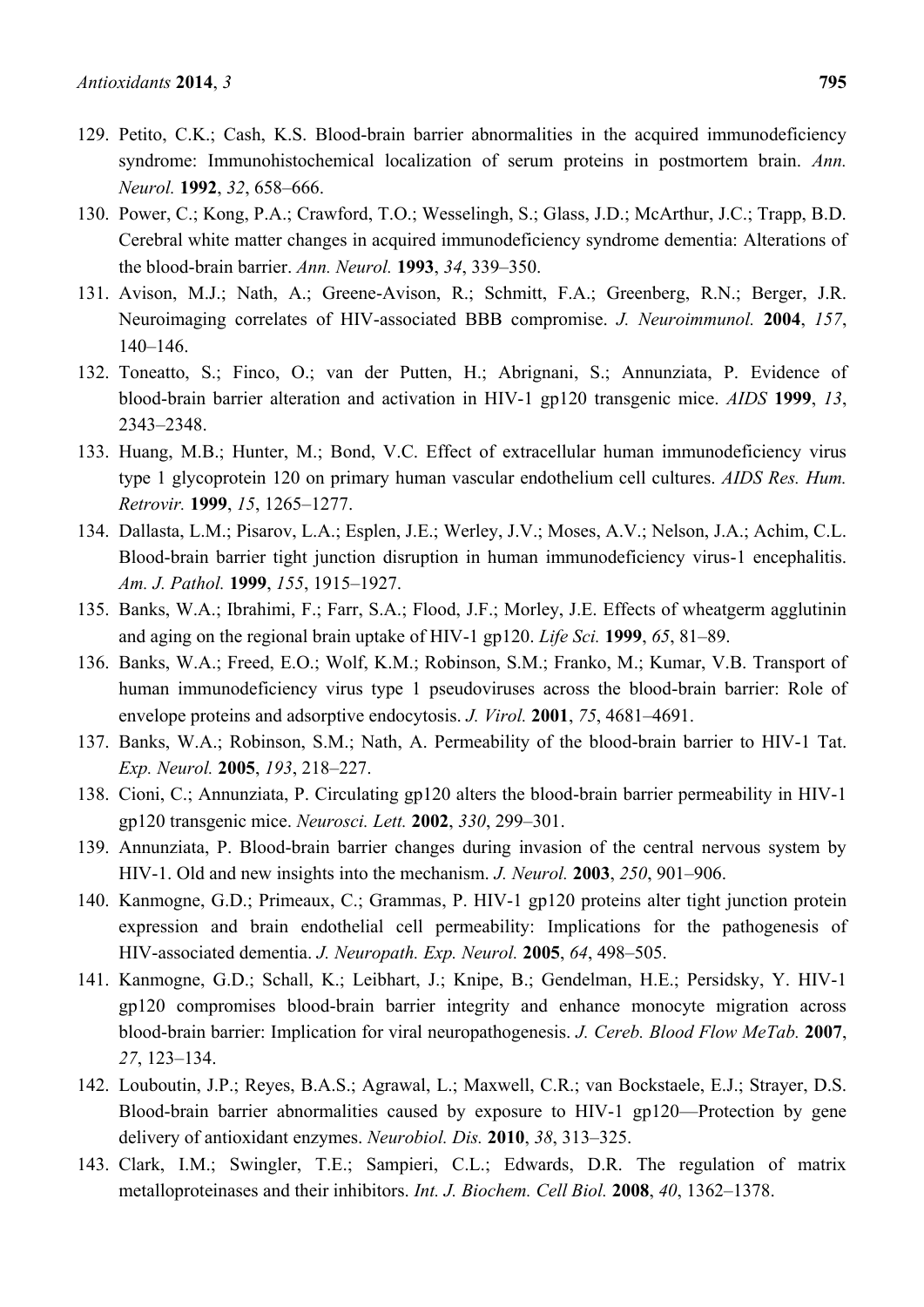129. Petito, C.K.; Cash, K.S. Blood-brain barrier abnormalities in the acquired immunodeficiency syndrome: Immunohistochemical localization of serum proteins in postmortem brain. *Ann. Neurol.* **1992**, *32*, 658–666.
130. Power, C.; Kong, P.A.; Crawford, T.O.; Wesselingh, S.; Glass, J.D.; McArthur, J.C.; Trapp, B.D. Cerebral white matter changes in acquired immunodeficiency syndrome dementia: Alterations of the blood-brain barrier. *Ann. Neurol.* **1993**, *34*, 339–350.
131. Avison, M.J.; Nath, A.; Greene-Avison, R.; Schmitt, F.A.; Greenberg, R.N.; Berger, J.R. Neuroimaging correlates of HIV-associated BBB compromise. *J. Neuroimmunol.* **2004**, *157*, 140–146.
132. Toneatto, S.; Finco, O.; van der Putten, H.; Abrignani, S.; Annunziata, P. Evidence of blood-brain barrier alteration and activation in HIV-1 gp120 transgenic mice. *AIDS* **1999**, *13*, 2343–2348.
133. Huang, M.B.; Hunter, M.; Bond, V.C. Effect of extracellular human immunodeficiency virus type 1 glycoprotein 120 on primary human vascular endothelium cell cultures. *AIDS Res. Hum. Retrovir.* **1999**, *15*, 1265–1277.
134. Dallasta, L.M.; Pisarov, L.A.; Esplen, J.E.; Werley, J.V.; Moses, A.V.; Nelson, J.A.; Achim, C.L. Blood-brain barrier tight junction disruption in human immunodeficiency virus-1 encephalitis. *Am. J. Pathol.* **1999**, *155*, 1915–1927.
135. Banks, W.A.; Ibrahimi, F.; Farr, S.A.; Flood, J.F.; Morley, J.E. Effects of wheatgerm agglutinin and aging on the regional brain uptake of HIV-1 gp120. *Life Sci.* **1999**, *65*, 81–89.
136. Banks, W.A.; Freed, E.O.; Wolf, K.M.; Robinson, S.M.; Franko, M.; Kumar, V.B. Transport of human immunodeficiency virus type 1 pseudoviruses across the blood-brain barrier: Role of envelope proteins and adsorptive endocytosis. *J. Virol.* **2001**, *75*, 4681–4691.
137. Banks, W.A.; Robinson, S.M.; Nath, A. Permeability of the blood-brain barrier to HIV-1 Tat. *Exp. Neurol.* **2005**, *193*, 218–227.
138. Cioni, C.; Annunziata, P. Circulating gp120 alters the blood-brain barrier permeability in HIV-1 gp120 transgenic mice. *Neurosci. Lett.* **2002**, *330*, 299–301.
139. Annunziata, P. Blood-brain barrier changes during invasion of the central nervous system by HIV-1. Old and new insights into the mechanism. *J. Neurol.* **2003**, *250*, 901–906.
140. Kanmogne, G.D.; Primeaux, C.; Grammas, P. HIV-1 gp120 proteins alter tight junction protein expression and brain endothelial cell permeability: Implications for the pathogenesis of HIV-associated dementia. *J. Neuropath. Exp. Neurol.* **2005**, *64*, 498–505.
141. Kanmogne, G.D.; Schall, K.; Leibhart, J.; Knipe, B.; Gendelman, H.E.; Persidsky, Y. HIV-1 gp120 compromises blood-brain barrier integrity and enhance monocyte migration across blood-brain barrier: Implication for viral neuropathogenesis. *J. Cereb. Blood Flow MeTab.* **2007**, *27*, 123–134.
142. Louboutin, J.P.; Reyes, B.A.S.; Agrawal, L.; Maxwell, C.R.; van Bockstaele, E.J.; Strayer, D.S. Blood-brain barrier abnormalities caused by exposure to HIV-1 gp120—Protection by gene delivery of antioxidant enzymes. *Neurobiol. Dis.* **2010**, *38*, 313–325.
143. Clark, I.M.; Swingler, T.E.; Sampieri, C.L.; Edwards, D.R. The regulation of matrix metalloproteinases and their inhibitors. *Int. J. Biochem. Cell Biol.* **2008**, *40*, 1362–1378.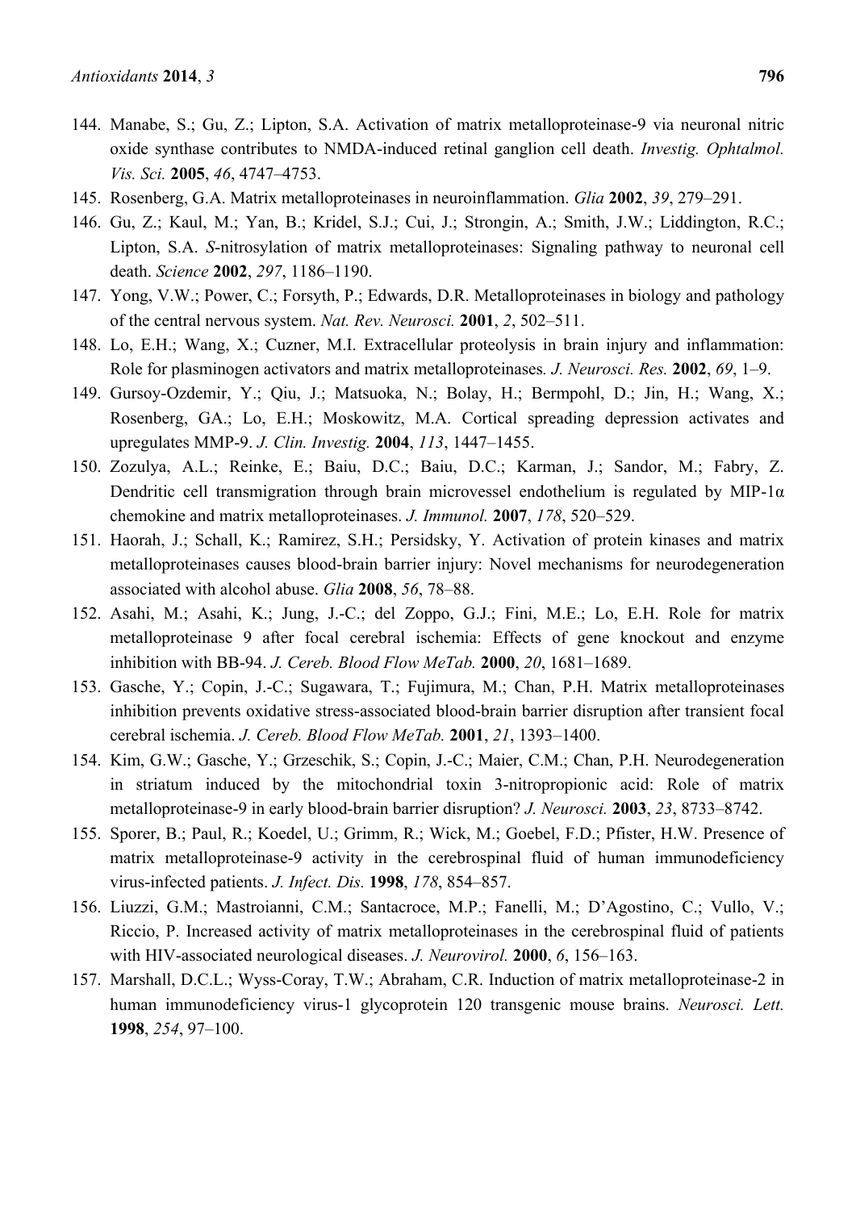144. Manabe, S.; Gu, Z.; Lipton, S.A. Activation of matrix metalloproteinase-9 via neuronal nitric oxide synthase contributes to NMDA-induced retinal ganglion cell death. *Investig. Ophtalmol. Vis. Sci.* **2005**, *46*, 4747–4753.
145. Rosenberg, G.A. Matrix metalloproteinases in neuroinflammation. *Glia* **2002**, *39*, 279–291.
146. Gu, Z.; Kaul, M.; Yan, B.; Kridel, S.J.; Cui, J.; Strongin, A.; Smith, J.W.; Liddington, R.C.; Lipton, S.A. *S*-nitrosylation of matrix metalloproteinases: Signaling pathway to neuronal cell death. *Science* **2002**, *297*, 1186–1190.
147. Yong, V.W.; Power, C.; Forsyth, P.; Edwards, D.R. Metalloproteinases in biology and pathology of the central nervous system. *Nat. Rev. Neurosci.* **2001**, *2*, 502–511.
148. Lo, E.H.; Wang, X.; Cuzner, M.I. Extracellular proteolysis in brain injury and inflammation: Role for plasminogen activators and matrix metalloproteinases. *J. Neurosci. Res.* **2002**, *69*, 1–9.
149. Gursoy-Ozdemir, Y.; Qiu, J.; Matsuoka, N.; Bolay, H.; Bermpohl, D.; Jin, H.; Wang, X.; Rosenberg, GA.; Lo, E.H.; Moskowitz, M.A. Cortical spreading depression activates and upregulates MMP-9. *J. Clin. Investig.* **2004**, *113*, 1447–1455.
150. Zozulya, A.L.; Reinke, E.; Baiu, D.C.; Baiu, D.C.; Karman, J.; Sandor, M.; Fabry, Z. Dendritic cell transmigration through brain microvessel endothelium is regulated by MIP-1α chemokine and matrix metalloproteinases. *J. Immunol.* **2007**, *178*, 520–529.
151. Haorah, J.; Schall, K.; Ramirez, S.H.; Persidsky, Y. Activation of protein kinases and matrix metalloproteinases causes blood-brain barrier injury: Novel mechanisms for neurodegeneration associated with alcohol abuse. *Glia* **2008**, *56*, 78–88.
152. Asahi, M.; Asahi, K.; Jung, J.-C.; del Zoppo, G.J.; Fini, M.E.; Lo, E.H. Role for matrix metalloproteinase 9 after focal cerebral ischemia: Effects of gene knockout and enzyme inhibition with BB-94. *J. Cereb. Blood Flow MeTab.* **2000**, *20*, 1681–1689.
153. Gasche, Y.; Copin, J.-C.; Sugawara, T.; Fujimura, M.; Chan, P.H. Matrix metalloproteinases inhibition prevents oxidative stress-associated blood-brain barrier disruption after transient focal cerebral ischemia. *J. Cereb. Blood Flow MeTab.* **2001**, *21*, 1393–1400.
154. Kim, G.W.; Gasche, Y.; Grzeschik, S.; Copin, J.-C.; Maier, C.M.; Chan, P.H. Neurodegeneration in striatum induced by the mitochondrial toxin 3-nitropropionic acid: Role of matrix metalloproteinase-9 in early blood-brain barrier disruption? *J. Neurosci.* **2003**, *23*, 8733–8742.
155. Sporer, B.; Paul, R.; Koedel, U.; Grimm, R.; Wick, M.; Goebel, F.D.; Pfister, H.W. Presence of matrix metalloproteinase-9 activity in the cerebrospinal fluid of human immunodeficiency virus-infected patients. *J. Infect. Dis.* **1998**, *178*, 854–857.
156. Liuzzi, G.M.; Mastroianni, C.M.; Santacroce, M.P.; Fanelli, M.; D'Agostino, C.; Vullo, V.; Riccio, P. Increased activity of matrix metalloproteinases in the cerebrospinal fluid of patients with HIV-associated neurological diseases. *J. Neurovirol.* **2000**, *6*, 156–163.
157. Marshall, D.C.L.; Wyss-Coray, T.W.; Abraham, C.R. Induction of matrix metalloproteinase-2 in human immunodeficiency virus-1 glycoprotein 120 transgenic mouse brains. *Neurosci. Lett.* **1998**, *254*, 97–100.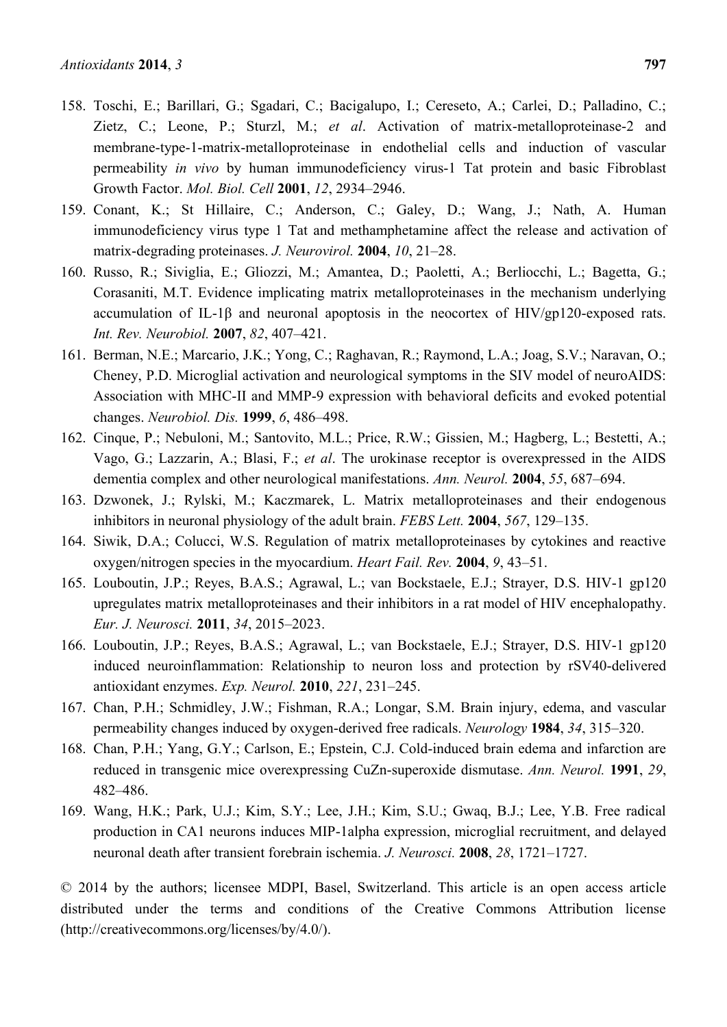158. Toschi, E.; Barillari, G.; Sgadari, C.; Bacigalupo, I.; Cereseto, A.; Carlei, D.; Palladino, C.; Zietz, C.; Leone, P.; Sturzl, M.; *et al*. Activation of matrix-metalloproteinase-2 and membrane-type-1-matrix-metalloproteinase in endothelial cells and induction of vascular permeability *in vivo* by human immunodeficiency virus-1 Tat protein and basic Fibroblast Growth Factor. *Mol. Biol. Cell* **2001**, *12*, 2934–2946.
159. Conant, K.; St Hillaire, C.; Anderson, C.; Galey, D.; Wang, J.; Nath, A. Human immunodeficiency virus type 1 Tat and methamphetamine affect the release and activation of matrix-degrading proteinases. *J. Neurovirol.* **2004**, *10*, 21–28.
160. Russo, R.; Siviglia, E.; Gliozzi, M.; Amantea, D.; Paoletti, A.; Berliocchi, L.; Bagetta, G.; Corasaniti, M.T. Evidence implicating matrix metalloproteinases in the mechanism underlying accumulation of IL-1β and neuronal apoptosis in the neocortex of HIV/gp120-exposed rats. *Int. Rev. Neurobiol.* **2007**, *82*, 407–421.
161. Berman, N.E.; Marcario, J.K.; Yong, C.; Raghavan, R.; Raymond, L.A.; Joag, S.V.; Naravan, O.; Cheney, P.D. Microglial activation and neurological symptoms in the SIV model of neuroAIDS: Association with MHC-II and MMP-9 expression with behavioral deficits and evoked potential changes. *Neurobiol. Dis.* **1999**, *6*, 486–498.
162. Cinque, P.; Nebuloni, M.; Santovito, M.L.; Price, R.W.; Gissien, M.; Hagberg, L.; Bestetti, A.; Vago, G.; Lazzarin, A.; Blasi, F.; *et al*. The urokinase receptor is overexpressed in the AIDS dementia complex and other neurological manifestations. *Ann. Neurol.* **2004**, *55*, 687–694.
163. Dzwonek, J.; Rylski, M.; Kaczmarek, L. Matrix metalloproteinases and their endogenous inhibitors in neuronal physiology of the adult brain. *FEBS Lett.* **2004**, *567*, 129–135.
164. Siwik, D.A.; Colucci, W.S. Regulation of matrix metalloproteinases by cytokines and reactive oxygen/nitrogen species in the myocardium. *Heart Fail. Rev.* **2004**, *9*, 43–51.
165. Louboutin, J.P.; Reyes, B.A.S.; Agrawal, L.; van Bockstaele, E.J.; Strayer, D.S. HIV-1 gp120 upregulates matrix metalloproteinases and their inhibitors in a rat model of HIV encephalopathy. *Eur. J. Neurosci.* **2011**, *34*, 2015–2023.
166. Louboutin, J.P.; Reyes, B.A.S.; Agrawal, L.; van Bockstaele, E.J.; Strayer, D.S. HIV-1 gp120 induced neuroinflammation: Relationship to neuron loss and protection by rSV40-delivered antioxidant enzymes. *Exp. Neurol.* **2010**, *221*, 231–245.
167. Chan, P.H.; Schmidley, J.W.; Fishman, R.A.; Longar, S.M. Brain injury, edema, and vascular permeability changes induced by oxygen-derived free radicals. *Neurology* **1984**, *34*, 315–320.
168. Chan, P.H.; Yang, G.Y.; Carlson, E.; Epstein, C.J. Cold-induced brain edema and infarction are reduced in transgenic mice overexpressing CuZn-superoxide dismutase. *Ann. Neurol.* **1991**, *29*, 482–486.
169. Wang, H.K.; Park, U.J.; Kim, S.Y.; Lee, J.H.; Kim, S.U.; Gwaq, B.J.; Lee, Y.B. Free radical production in CA1 neurons induces MIP-1alpha expression, microglial recruitment, and delayed neuronal death after transient forebrain ischemia. *J. Neurosci.* **2008**, *28*, 1721–1727.

© 2014 by the authors; licensee MDPI, Basel, Switzerland. This article is an open access article distributed under the terms and conditions of the Creative Commons Attribution license (http://creativecommons.org/licenses/by/4.0/).